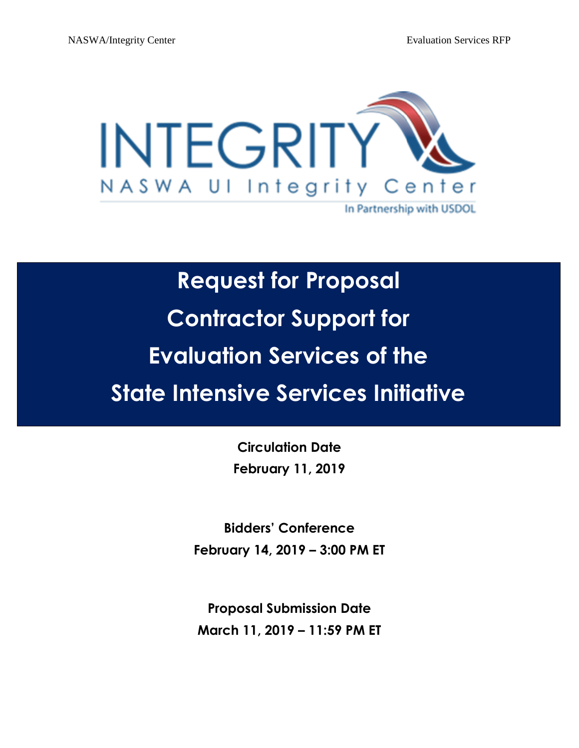INTEGRITY

NASWA UI Integrity Center

In Partnership with USDOL

# Request for Proposal Contractor Support for Evaluation Services of the State Intensive Services Initiative

**Circulation Date**
**February 11, 2019**

**Bidders' Conference**
**February 14, 2019 – 3:00 PM ET**

**Proposal Submission Date**
**March 11, 2019 – 11:59 PM ET**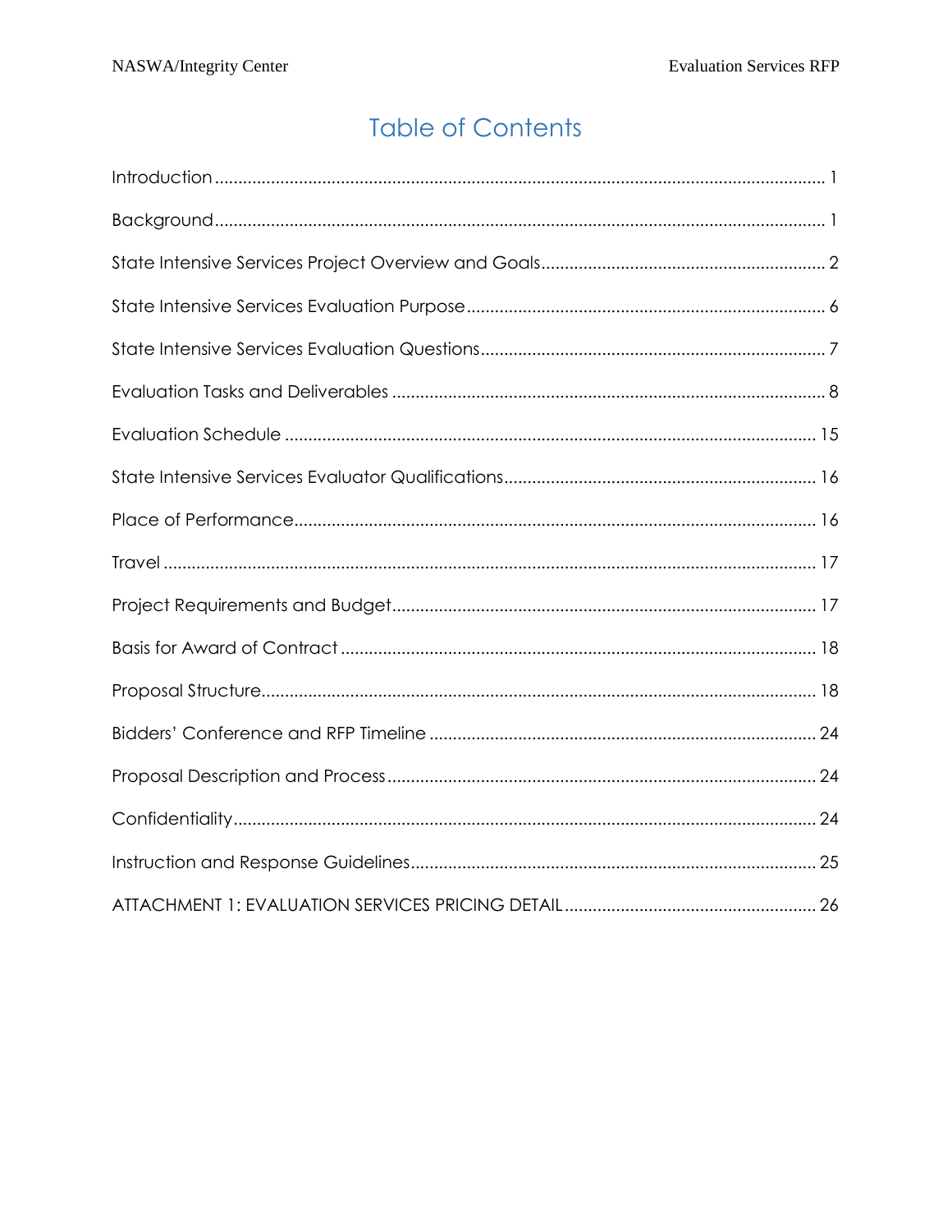# Table of Contents

Introduction ........................................................................................................................ 1

Background ........................................................................................................................ 1

State Intensive Services Project Overview and Goals ............................................................ 2

State Intensive Services Evaluation Purpose ............................................................................ 6

State Intensive Services Evaluation Questions ......................................................................... 7

Evaluation Tasks and Deliverables ........................................................................................... 8

Evaluation Schedule ............................................................................................................... 15

State Intensive Services Evaluator Qualifications .................................................................. 16

Place of Performance ............................................................................................................. 16

Travel ..................................................................................................................................... 17

Project Requirements and Budget .......................................................................................... 17

Basis for Award of Contract .................................................................................................... 18

Proposal Structure .................................................................................................................. 18

Bidders' Conference and RFP Timeline .................................................................................. 24

Proposal Description and Process .......................................................................................... 24

Confidentiality ........................................................................................................................ 24

Instruction and Response Guidelines ..................................................................................... 25

ATTACHMENT 1: EVALUATION SERVICES PRICING DETAIL ..................................................... 26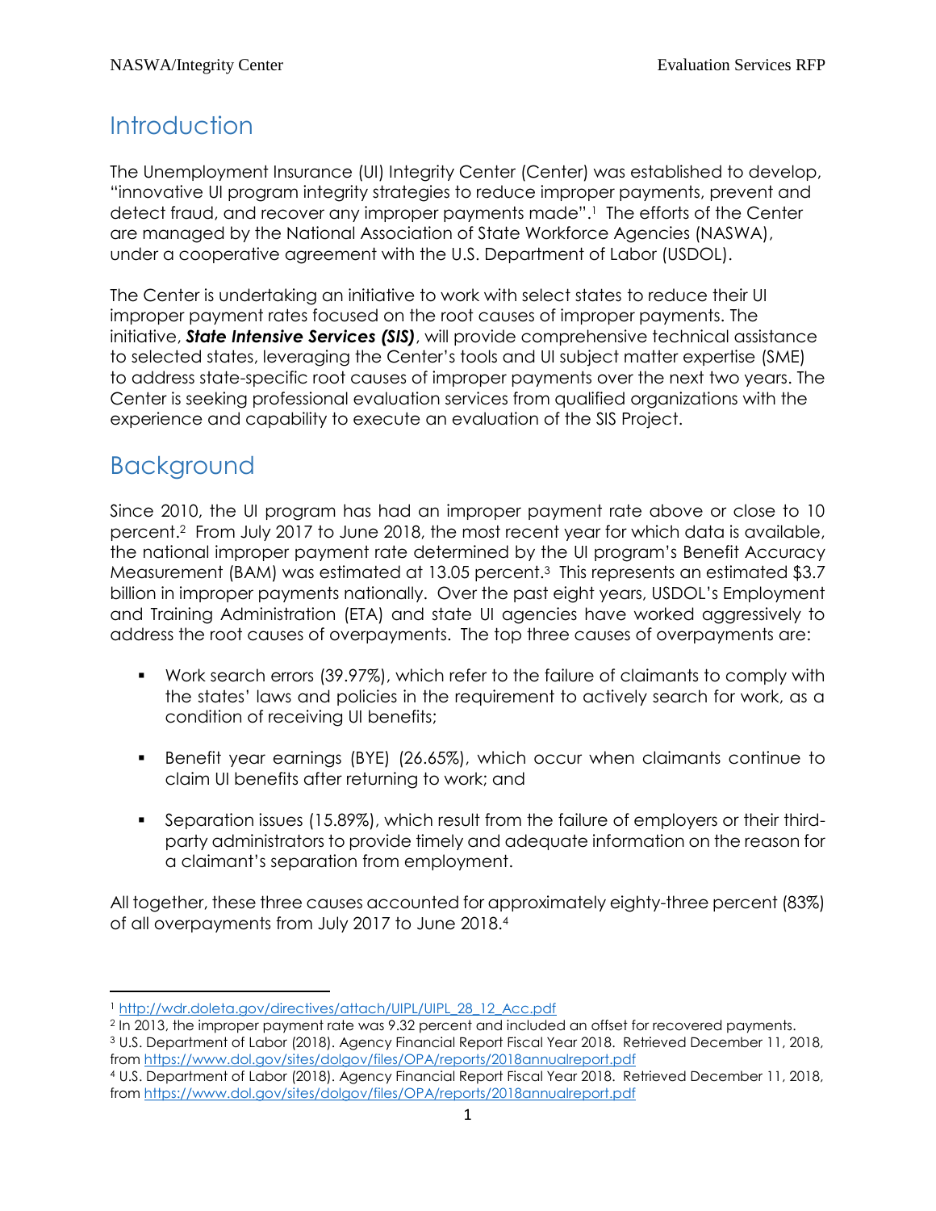# Introduction

The Unemployment Insurance (UI) Integrity Center (Center) was established to develop, "innovative UI program integrity strategies to reduce improper payments, prevent and detect fraud, and recover any improper payments made".[1] The efforts of the Center are managed by the National Association of State Workforce Agencies (NASWA), under a cooperative agreement with the U.S. Department of Labor (USDOL).

The Center is undertaking an initiative to work with select states to reduce their UI improper payment rates focused on the root causes of improper payments. The initiative, ***State Intensive Services (SIS)***, will provide comprehensive technical assistance to selected states, leveraging the Center's tools and UI subject matter expertise (SME) to address state-specific root causes of improper payments over the next two years. The Center is seeking professional evaluation services from qualified organizations with the experience and capability to execute an evaluation of the SIS Project.

# Background

Since 2010, the UI program has had an improper payment rate above or close to 10 percent.[2] From July 2017 to June 2018, the most recent year for which data is available, the national improper payment rate determined by the UI program's Benefit Accuracy Measurement (BAM) was estimated at 13.05 percent.[3] This represents an estimated $3.7 billion in improper payments nationally. Over the past eight years, USDOL's Employment and Training Administration (ETA) and state UI agencies have worked aggressively to address the root causes of overpayments. The top three causes of overpayments are:

- Work search errors (39.97%), which refer to the failure of claimants to comply with the states' laws and policies in the requirement to actively search for work, as a condition of receiving UI benefits;
- Benefit year earnings (BYE) (26.65%), which occur when claimants continue to claim UI benefits after returning to work; and
- Separation issues (15.89%), which result from the failure of employers or their third-party administrators to provide timely and adequate information on the reason for a claimant's separation from employment.

All together, these three causes accounted for approximately eighty-three percent (83%) of all overpayments from July 2017 to June 2018.[4]

---

[1] http://wdr.doleta.gov/directives/attach/UIPL/UIPL_28_12_Acc.pdf

[2] In 2013, the improper payment rate was 9.32 percent and included an offset for recovered payments.

[3] U.S. Department of Labor (2018). Agency Financial Report Fiscal Year 2018. Retrieved December 11, 2018, from https://www.dol.gov/sites/dolgov/files/OPA/reports/2018annualreport.pdf

[4] U.S. Department of Labor (2018). Agency Financial Report Fiscal Year 2018. Retrieved December 11, 2018, from https://www.dol.gov/sites/dolgov/files/OPA/reports/2018annualreport.pdf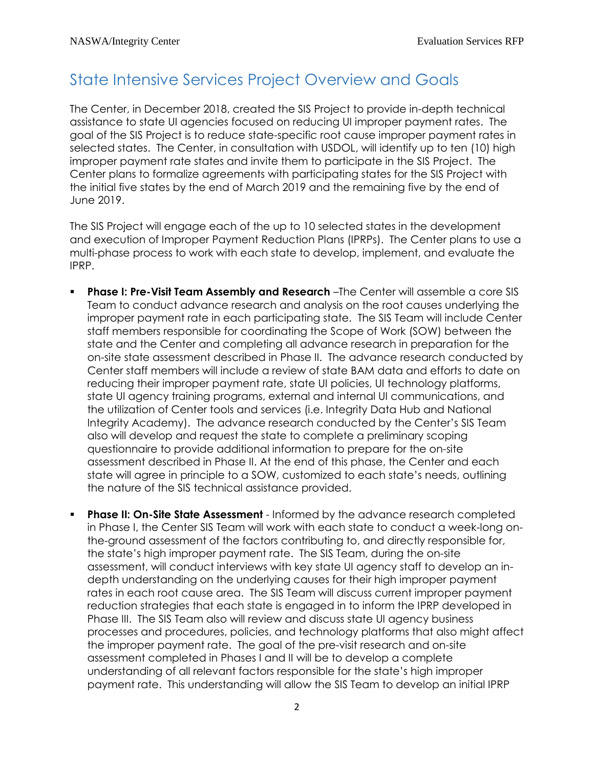## State Intensive Services Project Overview and Goals

The Center, in December 2018, created the SIS Project to provide in-depth technical assistance to state UI agencies focused on reducing UI improper payment rates. The goal of the SIS Project is to reduce state-specific root cause improper payment rates in selected states. The Center, in consultation with USDOL, will identify up to ten (10) high improper payment rate states and invite them to participate in the SIS Project. The Center plans to formalize agreements with participating states for the SIS Project with the initial five states by the end of March 2019 and the remaining five by the end of June 2019.

The SIS Project will engage each of the up to 10 selected states in the development and execution of Improper Payment Reduction Plans (IPRPs). The Center plans to use a multi-phase process to work with each state to develop, implement, and evaluate the IPRP.

- **Phase I: Pre-Visit Team Assembly and Research** –The Center will assemble a core SIS Team to conduct advance research and analysis on the root causes underlying the improper payment rate in each participating state. The SIS Team will include Center staff members responsible for coordinating the Scope of Work (SOW) between the state and the Center and completing all advance research in preparation for the on-site state assessment described in Phase II. The advance research conducted by Center staff members will include a review of state BAM data and efforts to date on reducing their improper payment rate, state UI policies, UI technology platforms, state UI agency training programs, external and internal UI communications, and the utilization of Center tools and services (i.e. Integrity Data Hub and National Integrity Academy). The advance research conducted by the Center's SIS Team also will develop and request the state to complete a preliminary scoping questionnaire to provide additional information to prepare for the on-site assessment described in Phase II. At the end of this phase, the Center and each state will agree in principle to a SOW, customized to each state's needs, outlining the nature of the SIS technical assistance provided.

- **Phase II: On-Site State Assessment** - Informed by the advance research completed in Phase I, the Center SIS Team will work with each state to conduct a week-long on-the-ground assessment of the factors contributing to, and directly responsible for, the state's high improper payment rate. The SIS Team, during the on-site assessment, will conduct interviews with key state UI agency staff to develop an in-depth understanding on the underlying causes for their high improper payment rates in each root cause area. The SIS Team will discuss current improper payment reduction strategies that each state is engaged in to inform the IPRP developed in Phase III. The SIS Team also will review and discuss state UI agency business processes and procedures, policies, and technology platforms that also might affect the improper payment rate. The goal of the pre-visit research and on-site assessment completed in Phases I and II will be to develop a complete understanding of all relevant factors responsible for the state's high improper payment rate. This understanding will allow the SIS Team to develop an initial IPRP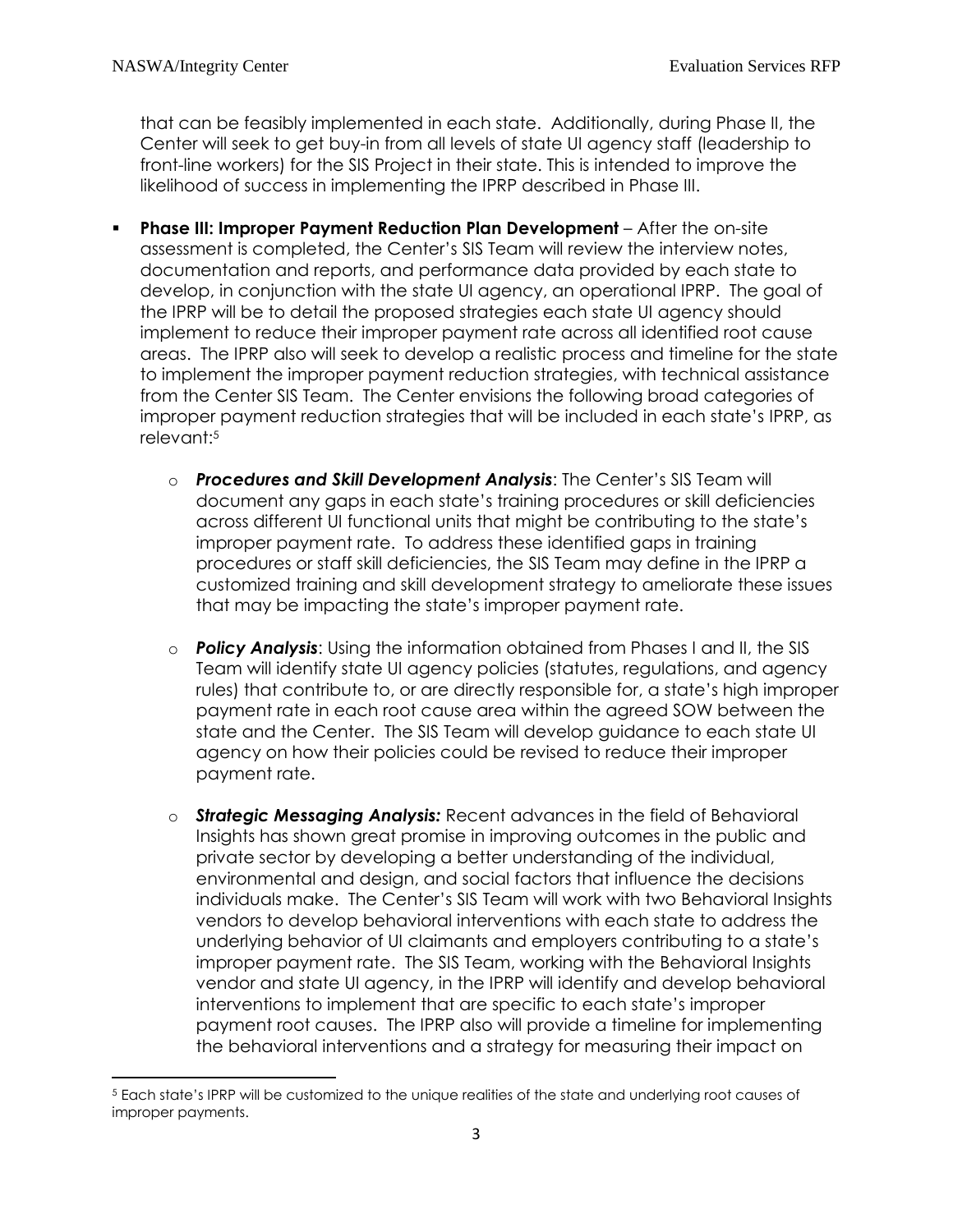that can be feasibly implemented in each state. Additionally, during Phase II, the Center will seek to get buy-in from all levels of state UI agency staff (leadership to front-line workers) for the SIS Project in their state. This is intended to improve the likelihood of success in implementing the IPRP described in Phase III.

- **Phase III: Improper Payment Reduction Plan Development** – After the on-site assessment is completed, the Center's SIS Team will review the interview notes, documentation and reports, and performance data provided by each state to develop, in conjunction with the state UI agency, an operational IPRP. The goal of the IPRP will be to detail the proposed strategies each state UI agency should implement to reduce their improper payment rate across all identified root cause areas. The IPRP also will seek to develop a realistic process and timeline for the state to implement the improper payment reduction strategies, with technical assistance from the Center SIS Team. The Center envisions the following broad categories of improper payment reduction strategies that will be included in each state's IPRP, as relevant:[5]
    - ***Procedures and Skill Development Analysis***: The Center's SIS Team will document any gaps in each state's training procedures or skill deficiencies across different UI functional units that might be contributing to the state's improper payment rate. To address these identified gaps in training procedures or staff skill deficiencies, the SIS Team may define in the IPRP a customized training and skill development strategy to ameliorate these issues that may be impacting the state's improper payment rate.
    - ***Policy Analysis***: Using the information obtained from Phases I and II, the SIS Team will identify state UI agency policies (statutes, regulations, and agency rules) that contribute to, or are directly responsible for, a state's high improper payment rate in each root cause area within the agreed SOW between the state and the Center. The SIS Team will develop guidance to each state UI agency on how their policies could be revised to reduce their improper payment rate.
    - ***Strategic Messaging Analysis:*** Recent advances in the field of Behavioral Insights has shown great promise in improving outcomes in the public and private sector by developing a better understanding of the individual, environmental and design, and social factors that influence the decisions individuals make. The Center's SIS Team will work with two Behavioral Insights vendors to develop behavioral interventions with each state to address the underlying behavior of UI claimants and employers contributing to a state's improper payment rate. The SIS Team, working with the Behavioral Insights vendor and state UI agency, in the IPRP will identify and develop behavioral interventions to implement that are specific to each state's improper payment root causes. The IPRP also will provide a timeline for implementing the behavioral interventions and a strategy for measuring their impact on

[5] Each state's IPRP will be customized to the unique realities of the state and underlying root causes of improper payments.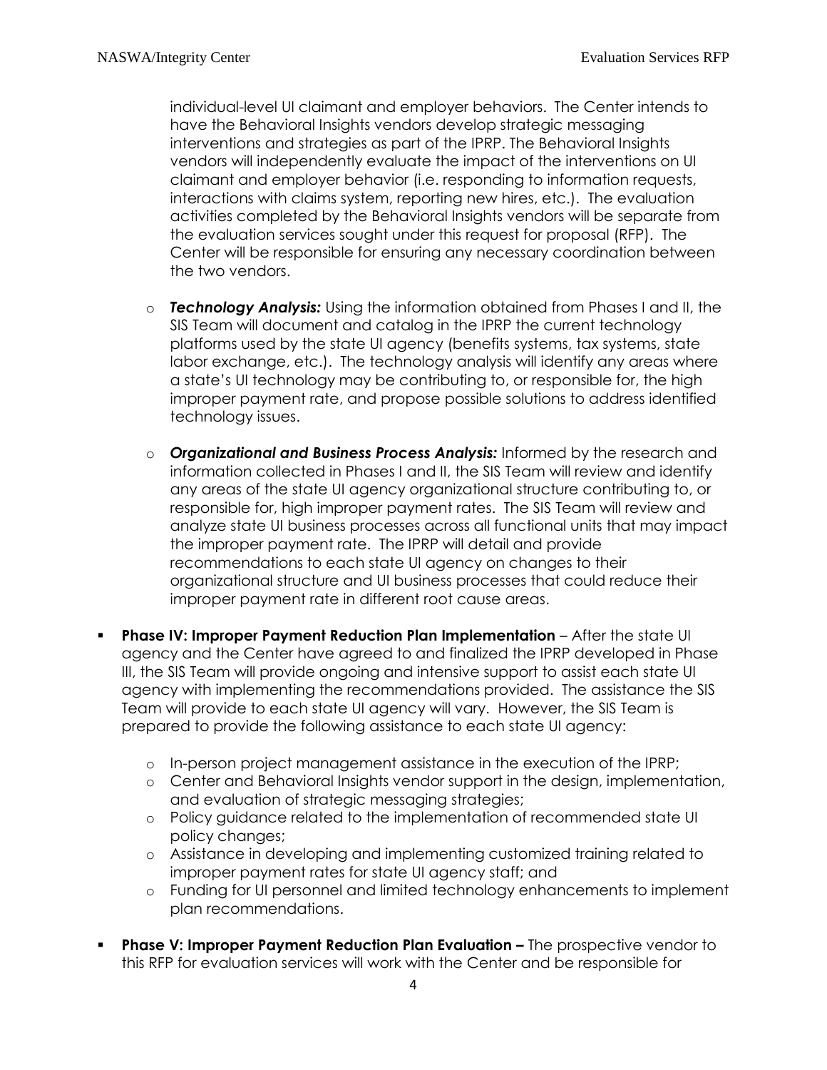individual-level UI claimant and employer behaviors. The Center intends to have the Behavioral Insights vendors develop strategic messaging interventions and strategies as part of the IPRP. The Behavioral Insights vendors will independently evaluate the impact of the interventions on UI claimant and employer behavior (i.e. responding to information requests, interactions with claims system, reporting new hires, etc.). The evaluation activities completed by the Behavioral Insights vendors will be separate from the evaluation services sought under this request for proposal (RFP). The Center will be responsible for ensuring any necessary coordination between the two vendors.

  - ***Technology Analysis:*** Using the information obtained from Phases I and II, the SIS Team will document and catalog in the IPRP the current technology platforms used by the state UI agency (benefits systems, tax systems, state labor exchange, etc.). The technology analysis will identify any areas where a state's UI technology may be contributing to, or responsible for, the high improper payment rate, and propose possible solutions to address identified technology issues.

  - ***Organizational and Business Process Analysis:*** Informed by the research and information collected in Phases I and II, the SIS Team will review and identify any areas of the state UI agency organizational structure contributing to, or responsible for, high improper payment rates. The SIS Team will review and analyze state UI business processes across all functional units that may impact the improper payment rate. The IPRP will detail and provide recommendations to each state UI agency on changes to their organizational structure and UI business processes that could reduce their improper payment rate in different root cause areas.

- **Phase IV: Improper Payment Reduction Plan Implementation** – After the state UI agency and the Center have agreed to and finalized the IPRP developed in Phase III, the SIS Team will provide ongoing and intensive support to assist each state UI agency with implementing the recommendations provided. The assistance the SIS Team will provide to each state UI agency will vary. However, the SIS Team is prepared to provide the following assistance to each state UI agency:

  - In-person project management assistance in the execution of the IPRP;
  - Center and Behavioral Insights vendor support in the design, implementation, and evaluation of strategic messaging strategies;
  - Policy guidance related to the implementation of recommended state UI policy changes;
  - Assistance in developing and implementing customized training related to improper payment rates for state UI agency staff; and
  - Funding for UI personnel and limited technology enhancements to implement plan recommendations.

- **Phase V: Improper Payment Reduction Plan Evaluation –** The prospective vendor to this RFP for evaluation services will work with the Center and be responsible for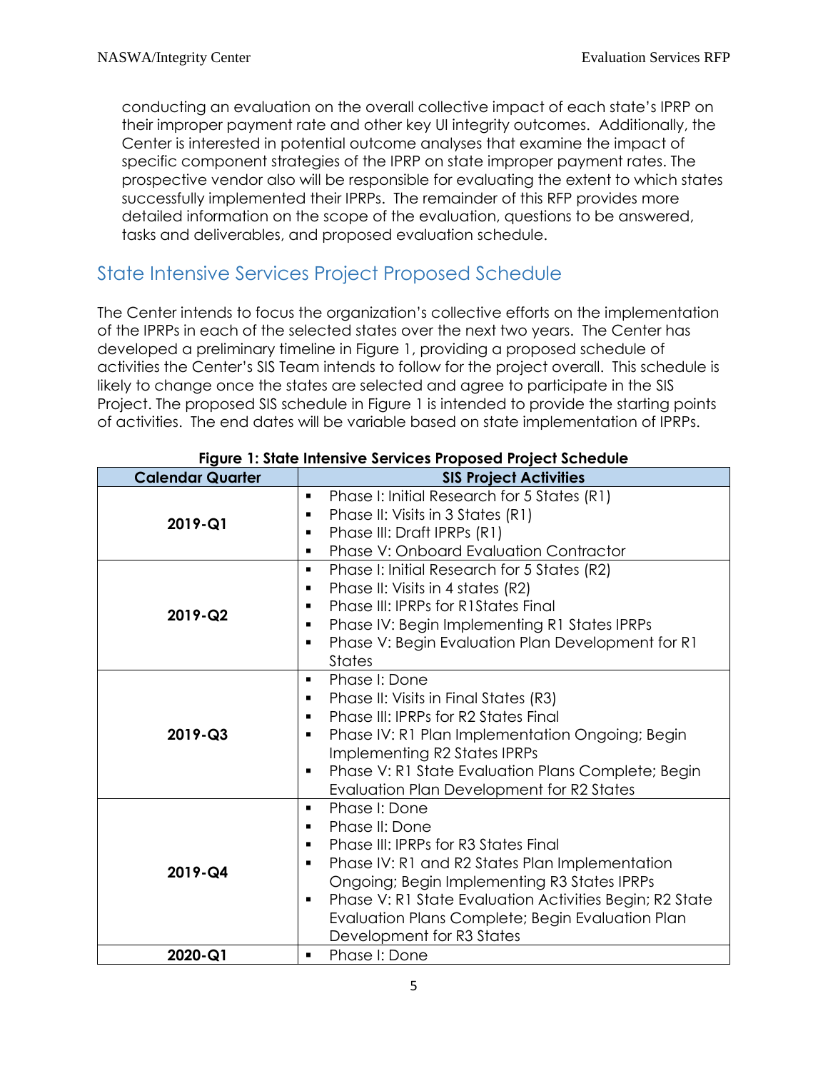conducting an evaluation on the overall collective impact of each state's IPRP on their improper payment rate and other key UI integrity outcomes. Additionally, the Center is interested in potential outcome analyses that examine the impact of specific component strategies of the IPRP on state improper payment rates. The prospective vendor also will be responsible for evaluating the extent to which states successfully implemented their IPRPs. The remainder of this RFP provides more detailed information on the scope of the evaluation, questions to be answered, tasks and deliverables, and proposed evaluation schedule.

## State Intensive Services Project Proposed Schedule

The Center intends to focus the organization's collective efforts on the implementation of the IPRPs in each of the selected states over the next two years. The Center has developed a preliminary timeline in Figure 1, providing a proposed schedule of activities the Center's SIS Team intends to follow for the project overall. This schedule is likely to change once the states are selected and agree to participate in the SIS Project. The proposed SIS schedule in Figure 1 is intended to provide the starting points of activities. The end dates will be variable based on state implementation of IPRPs.

**Figure 1: State Intensive Services Proposed Project Schedule**

| Calendar Quarter | SIS Project Activities |
|---|---|
| **2019-Q1** | ▪ Phase I: Initial Research for 5 States (R1)<br>▪ Phase II: Visits in 3 States (R1)<br>▪ Phase III: Draft IPRPs (R1)<br>▪ Phase V: Onboard Evaluation Contractor |
| **2019-Q2** | ▪ Phase I: Initial Research for 5 States (R2)<br>▪ Phase II: Visits in 4 states (R2)<br>▪ Phase III: IPRPs for R1States Final<br>▪ Phase IV: Begin Implementing R1 States IPRPs<br>▪ Phase V: Begin Evaluation Plan Development for R1 States |
| **2019-Q3** | ▪ Phase I: Done<br>▪ Phase II: Visits in Final States (R3)<br>▪ Phase III: IPRPs for R2 States Final<br>▪ Phase IV: R1 Plan Implementation Ongoing; Begin Implementing R2 States IPRPs<br>▪ Phase V: R1 State Evaluation Plans Complete; Begin Evaluation Plan Development for R2 States |
| **2019-Q4** | ▪ Phase I: Done<br>▪ Phase II: Done<br>▪ Phase III: IPRPs for R3 States Final<br>▪ Phase IV: R1 and R2 States Plan Implementation Ongoing; Begin Implementing R3 States IPRPs<br>▪ Phase V: R1 State Evaluation Activities Begin; R2 State Evaluation Plans Complete; Begin Evaluation Plan Development for R3 States |
| **2020-Q1** | ▪ Phase I: Done |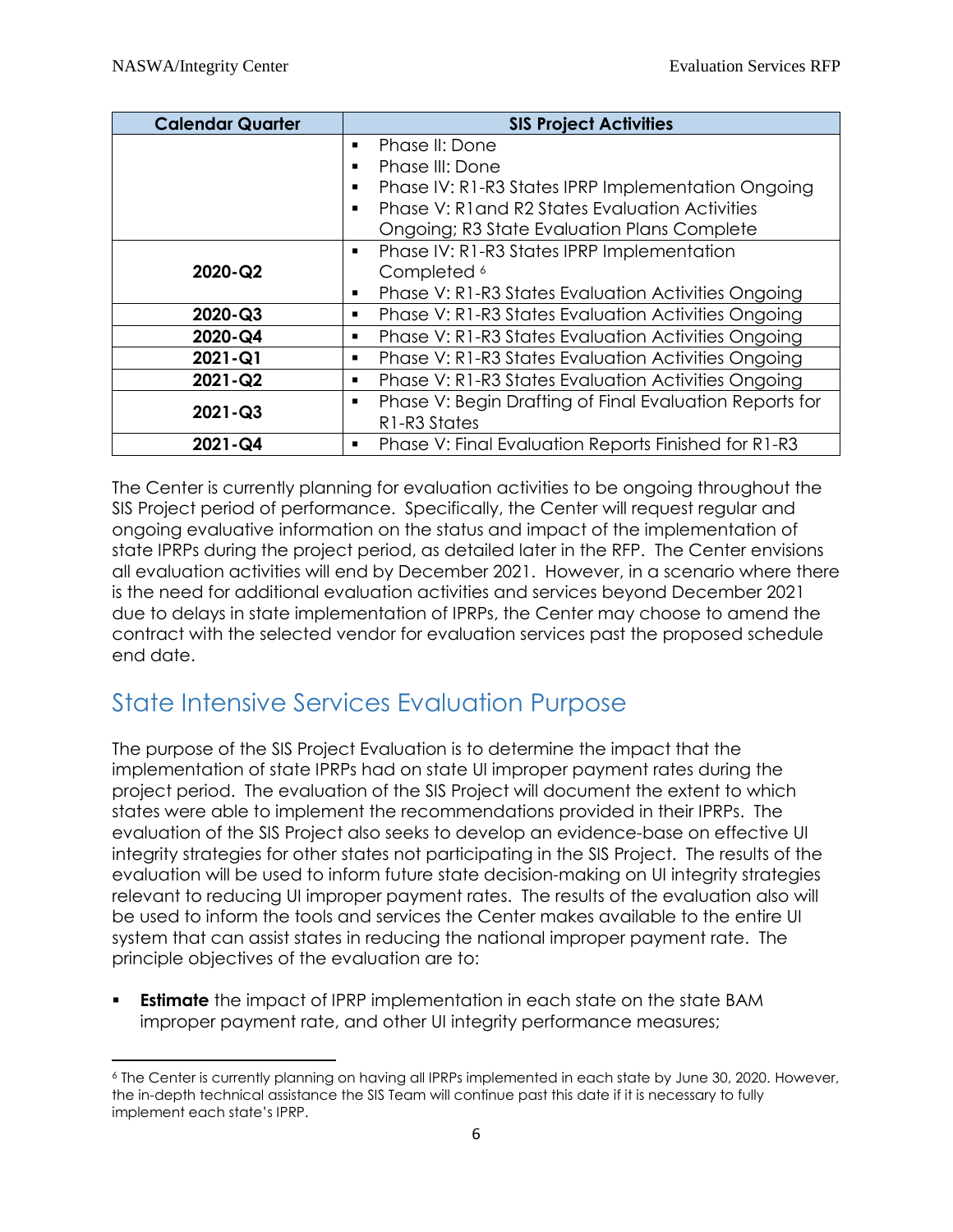| Calendar Quarter | SIS Project Activities |
|---|---|
| | ▪ Phase II: Done<br>▪ Phase III: Done<br>▪ Phase IV: R1-R3 States IPRP Implementation Ongoing<br>▪ Phase V: R1and R2 States Evaluation Activities Ongoing; R3 State Evaluation Plans Complete |
| 2020-Q2 | ▪ Phase IV: R1-R3 States IPRP Implementation Completed [6]<br>▪ Phase V: R1-R3 States Evaluation Activities Ongoing |
| 2020-Q3 | ▪ Phase V: R1-R3 States Evaluation Activities Ongoing |
| 2020-Q4 | ▪ Phase V: R1-R3 States Evaluation Activities Ongoing |
| 2021-Q1 | ▪ Phase V: R1-R3 States Evaluation Activities Ongoing |
| 2021-Q2 | ▪ Phase V: R1-R3 States Evaluation Activities Ongoing |
| 2021-Q3 | ▪ Phase V: Begin Drafting of Final Evaluation Reports for R1-R3 States |
| 2021-Q4 | ▪ Phase V: Final Evaluation Reports Finished for R1-R3 |

The Center is currently planning for evaluation activities to be ongoing throughout the SIS Project period of performance. Specifically, the Center will request regular and ongoing evaluative information on the status and impact of the implementation of state IPRPs during the project period, as detailed later in the RFP. The Center envisions all evaluation activities will end by December 2021. However, in a scenario where there is the need for additional evaluation activities and services beyond December 2021 due to delays in state implementation of IPRPs, the Center may choose to amend the contract with the selected vendor for evaluation services past the proposed schedule end date.

## State Intensive Services Evaluation Purpose

The purpose of the SIS Project Evaluation is to determine the impact that the implementation of state IPRPs had on state UI improper payment rates during the project period. The evaluation of the SIS Project will document the extent to which states were able to implement the recommendations provided in their IPRPs. The evaluation of the SIS Project also seeks to develop an evidence-base on effective UI integrity strategies for other states not participating in the SIS Project. The results of the evaluation will be used to inform future state decision-making on UI integrity strategies relevant to reducing UI improper payment rates. The results of the evaluation also will be used to inform the tools and services the Center makes available to the entire UI system that can assist states in reducing the national improper payment rate. The principle objectives of the evaluation are to:

- **Estimate** the impact of IPRP implementation in each state on the state BAM improper payment rate, and other UI integrity performance measures;

[6] The Center is currently planning on having all IPRPs implemented in each state by June 30, 2020. However, the in-depth technical assistance the SIS Team will continue past this date if it is necessary to fully implement each state's IPRP.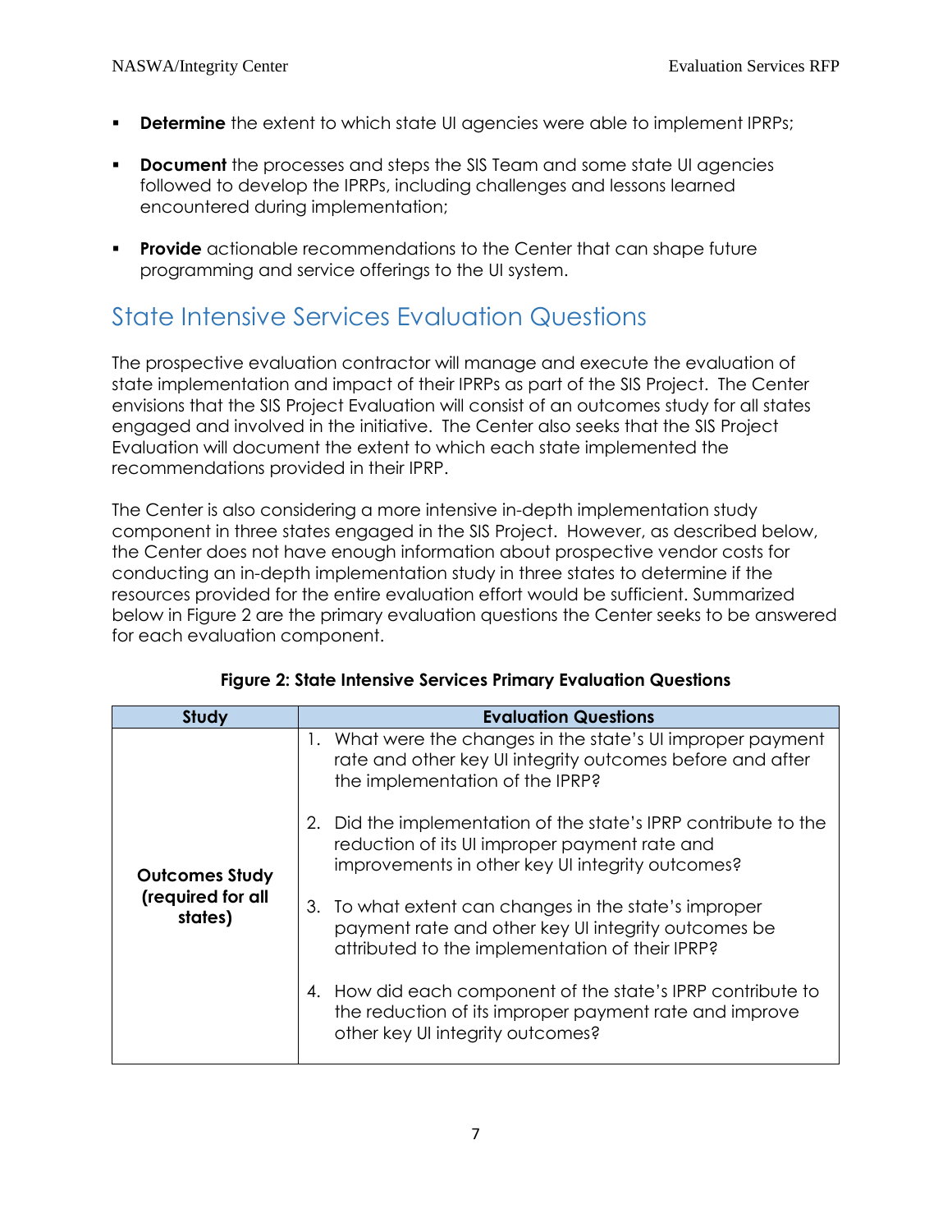- **Determine** the extent to which state UI agencies were able to implement IPRPs;
- **Document** the processes and steps the SIS Team and some state UI agencies followed to develop the IPRPs, including challenges and lessons learned encountered during implementation;
- **Provide** actionable recommendations to the Center that can shape future programming and service offerings to the UI system.

## State Intensive Services Evaluation Questions

The prospective evaluation contractor will manage and execute the evaluation of state implementation and impact of their IPRPs as part of the SIS Project. The Center envisions that the SIS Project Evaluation will consist of an outcomes study for all states engaged and involved in the initiative. The Center also seeks that the SIS Project Evaluation will document the extent to which each state implemented the recommendations provided in their IPRP.

The Center is also considering a more intensive in-depth implementation study component in three states engaged in the SIS Project. However, as described below, the Center does not have enough information about prospective vendor costs for conducting an in-depth implementation study in three states to determine if the resources provided for the entire evaluation effort would be sufficient. Summarized below in Figure 2 are the primary evaluation questions the Center seeks to be answered for each evaluation component.

**Figure 2: State Intensive Services Primary Evaluation Questions**

| Study | Evaluation Questions |
|---|---|
| **Outcomes Study (required for all states)** | 1. What were the changes in the state's UI improper payment rate and other key UI integrity outcomes before and after the implementation of the IPRP?<br><br>2. Did the implementation of the state's IPRP contribute to the reduction of its UI improper payment rate and improvements in other key UI integrity outcomes?<br><br>3. To what extent can changes in the state's improper payment rate and other key UI integrity outcomes be attributed to the implementation of their IPRP?<br><br>4. How did each component of the state's IPRP contribute to the reduction of its improper payment rate and improve other key UI integrity outcomes? |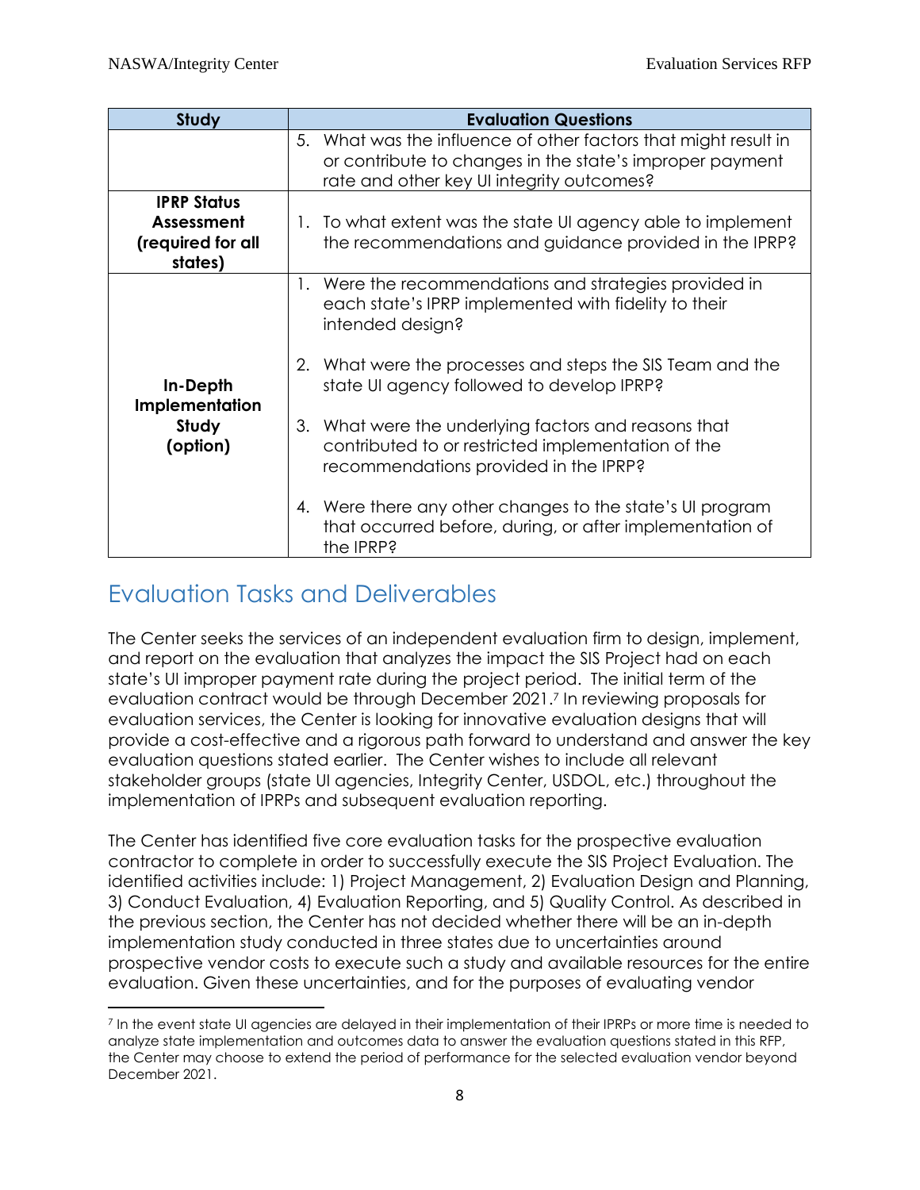| Study | Evaluation Questions |
|---|---|
| | 5. What was the influence of other factors that might result in or contribute to changes in the state's improper payment rate and other key UI integrity outcomes? |
| **IPRP Status Assessment (required for all states)** | 1. To what extent was the state UI agency able to implement the recommendations and guidance provided in the IPRP? |
| **In-Depth Implementation Study (option)** | 1. Were the recommendations and strategies provided in each state's IPRP implemented with fidelity to their intended design?<br><br>2. What were the processes and steps the SIS Team and the state UI agency followed to develop IPRP?<br><br>3. What were the underlying factors and reasons that contributed to or restricted implementation of the recommendations provided in the IPRP?<br><br>4. Were there any other changes to the state's UI program that occurred before, during, or after implementation of the IPRP? |

## Evaluation Tasks and Deliverables

The Center seeks the services of an independent evaluation firm to design, implement, and report on the evaluation that analyzes the impact the SIS Project had on each state's UI improper payment rate during the project period. The initial term of the evaluation contract would be through December 2021.[7] In reviewing proposals for evaluation services, the Center is looking for innovative evaluation designs that will provide a cost-effective and a rigorous path forward to understand and answer the key evaluation questions stated earlier. The Center wishes to include all relevant stakeholder groups (state UI agencies, Integrity Center, USDOL, etc.) throughout the implementation of IPRPs and subsequent evaluation reporting.

The Center has identified five core evaluation tasks for the prospective evaluation contractor to complete in order to successfully execute the SIS Project Evaluation. The identified activities include: 1) Project Management, 2) Evaluation Design and Planning, 3) Conduct Evaluation, 4) Evaluation Reporting, and 5) Quality Control. As described in the previous section, the Center has not decided whether there will be an in-depth implementation study conducted in three states due to uncertainties around prospective vendor costs to execute such a study and available resources for the entire evaluation. Given these uncertainties, and for the purposes of evaluating vendor

[7] In the event state UI agencies are delayed in their implementation of their IPRPs or more time is needed to analyze state implementation and outcomes data to answer the evaluation questions stated in this RFP, the Center may choose to extend the period of performance for the selected evaluation vendor beyond December 2021.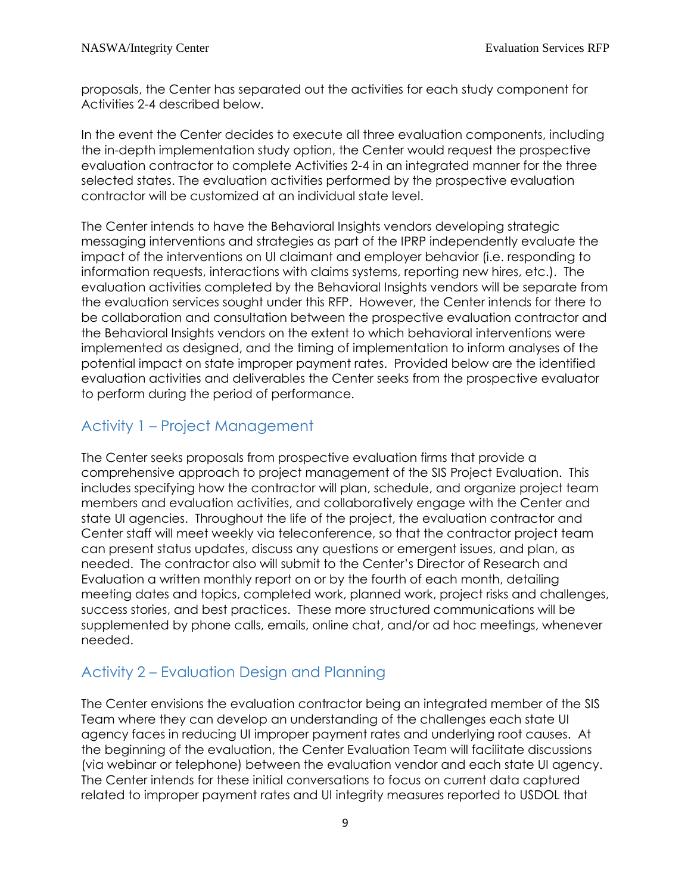proposals, the Center has separated out the activities for each study component for Activities 2-4 described below.

In the event the Center decides to execute all three evaluation components, including the in-depth implementation study option, the Center would request the prospective evaluation contractor to complete Activities 2-4 in an integrated manner for the three selected states. The evaluation activities performed by the prospective evaluation contractor will be customized at an individual state level.

The Center intends to have the Behavioral Insights vendors developing strategic messaging interventions and strategies as part of the IPRP independently evaluate the impact of the interventions on UI claimant and employer behavior (i.e. responding to information requests, interactions with claims systems, reporting new hires, etc.). The evaluation activities completed by the Behavioral Insights vendors will be separate from the evaluation services sought under this RFP. However, the Center intends for there to be collaboration and consultation between the prospective evaluation contractor and the Behavioral Insights vendors on the extent to which behavioral interventions were implemented as designed, and the timing of implementation to inform analyses of the potential impact on state improper payment rates. Provided below are the identified evaluation activities and deliverables the Center seeks from the prospective evaluator to perform during the period of performance.

## Activity 1 – Project Management

The Center seeks proposals from prospective evaluation firms that provide a comprehensive approach to project management of the SIS Project Evaluation. This includes specifying how the contractor will plan, schedule, and organize project team members and evaluation activities, and collaboratively engage with the Center and state UI agencies. Throughout the life of the project, the evaluation contractor and Center staff will meet weekly via teleconference, so that the contractor project team can present status updates, discuss any questions or emergent issues, and plan, as needed. The contractor also will submit to the Center's Director of Research and Evaluation a written monthly report on or by the fourth of each month, detailing meeting dates and topics, completed work, planned work, project risks and challenges, success stories, and best practices. These more structured communications will be supplemented by phone calls, emails, online chat, and/or ad hoc meetings, whenever needed.

## Activity 2 – Evaluation Design and Planning

The Center envisions the evaluation contractor being an integrated member of the SIS Team where they can develop an understanding of the challenges each state UI agency faces in reducing UI improper payment rates and underlying root causes. At the beginning of the evaluation, the Center Evaluation Team will facilitate discussions (via webinar or telephone) between the evaluation vendor and each state UI agency. The Center intends for these initial conversations to focus on current data captured related to improper payment rates and UI integrity measures reported to USDOL that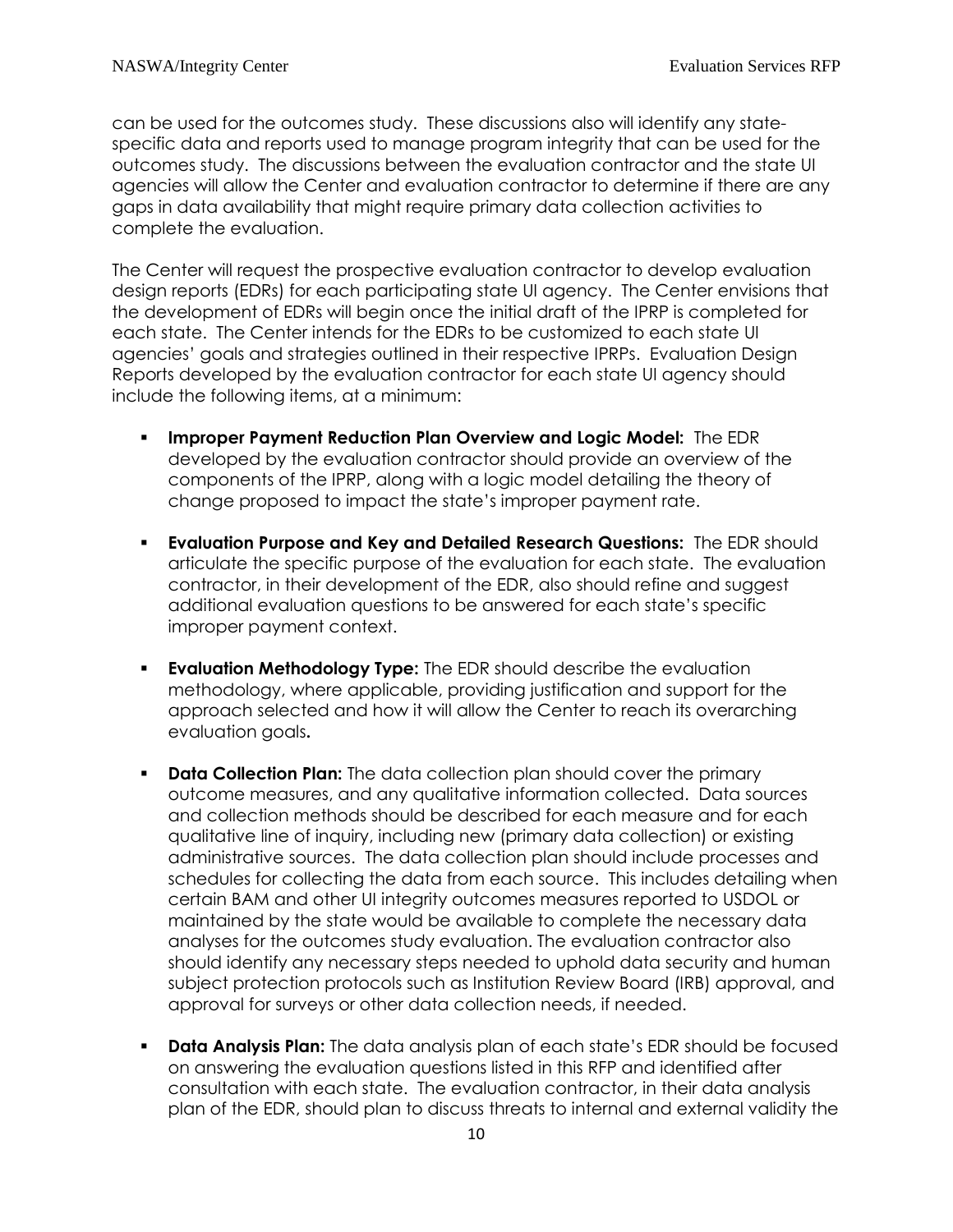can be used for the outcomes study. These discussions also will identify any state-specific data and reports used to manage program integrity that can be used for the outcomes study. The discussions between the evaluation contractor and the state UI agencies will allow the Center and evaluation contractor to determine if there are any gaps in data availability that might require primary data collection activities to complete the evaluation.

The Center will request the prospective evaluation contractor to develop evaluation design reports (EDRs) for each participating state UI agency. The Center envisions that the development of EDRs will begin once the initial draft of the IPRP is completed for each state. The Center intends for the EDRs to be customized to each state UI agencies' goals and strategies outlined in their respective IPRPs. Evaluation Design Reports developed by the evaluation contractor for each state UI agency should include the following items, at a minimum:

- **Improper Payment Reduction Plan Overview and Logic Model:** The EDR developed by the evaluation contractor should provide an overview of the components of the IPRP, along with a logic model detailing the theory of change proposed to impact the state's improper payment rate.
- **Evaluation Purpose and Key and Detailed Research Questions:** The EDR should articulate the specific purpose of the evaluation for each state. The evaluation contractor, in their development of the EDR, also should refine and suggest additional evaluation questions to be answered for each state's specific improper payment context.
- **Evaluation Methodology Type:** The EDR should describe the evaluation methodology, where applicable, providing justification and support for the approach selected and how it will allow the Center to reach its overarching evaluation goals.
- **Data Collection Plan:** The data collection plan should cover the primary outcome measures, and any qualitative information collected. Data sources and collection methods should be described for each measure and for each qualitative line of inquiry, including new (primary data collection) or existing administrative sources. The data collection plan should include processes and schedules for collecting the data from each source. This includes detailing when certain BAM and other UI integrity outcomes measures reported to USDOL or maintained by the state would be available to complete the necessary data analyses for the outcomes study evaluation. The evaluation contractor also should identify any necessary steps needed to uphold data security and human subject protection protocols such as Institution Review Board (IRB) approval, and approval for surveys or other data collection needs, if needed.
- **Data Analysis Plan:** The data analysis plan of each state's EDR should be focused on answering the evaluation questions listed in this RFP and identified after consultation with each state. The evaluation contractor, in their data analysis plan of the EDR, should plan to discuss threats to internal and external validity the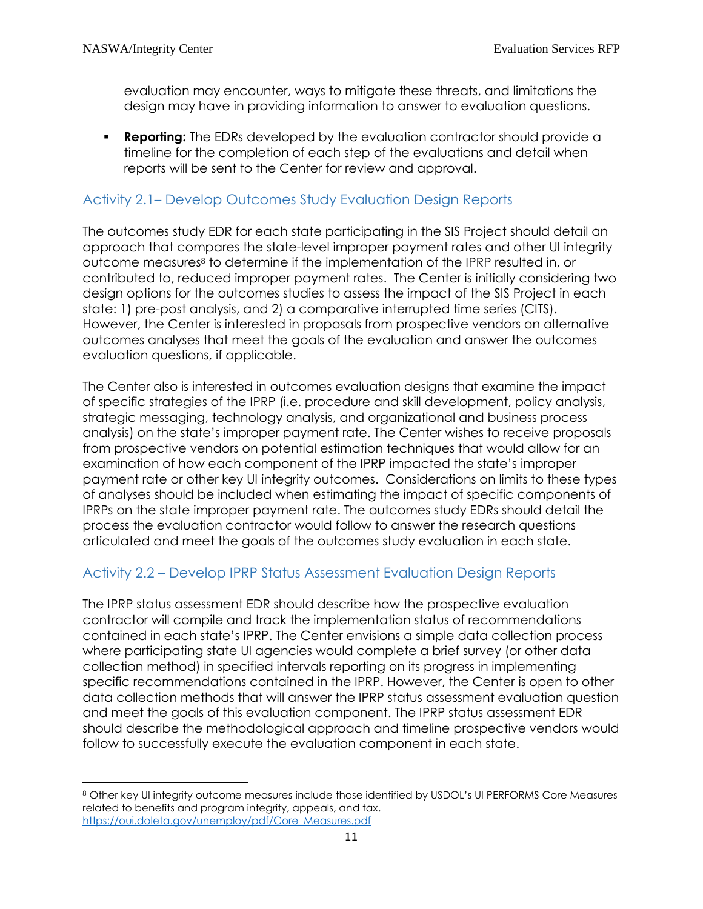evaluation may encounter, ways to mitigate these threats, and limitations the design may have in providing information to answer to evaluation questions.

- **Reporting:** The EDRs developed by the evaluation contractor should provide a timeline for the completion of each step of the evaluations and detail when reports will be sent to the Center for review and approval.

### Activity 2.1– Develop Outcomes Study Evaluation Design Reports

The outcomes study EDR for each state participating in the SIS Project should detail an approach that compares the state-level improper payment rates and other UI integrity outcome measures[8] to determine if the implementation of the IPRP resulted in, or contributed to, reduced improper payment rates. The Center is initially considering two design options for the outcomes studies to assess the impact of the SIS Project in each state: 1) pre-post analysis, and 2) a comparative interrupted time series (CITS). However, the Center is interested in proposals from prospective vendors on alternative outcomes analyses that meet the goals of the evaluation and answer the outcomes evaluation questions, if applicable.

The Center also is interested in outcomes evaluation designs that examine the impact of specific strategies of the IPRP (i.e. procedure and skill development, policy analysis, strategic messaging, technology analysis, and organizational and business process analysis) on the state's improper payment rate. The Center wishes to receive proposals from prospective vendors on potential estimation techniques that would allow for an examination of how each component of the IPRP impacted the state's improper payment rate or other key UI integrity outcomes. Considerations on limits to these types of analyses should be included when estimating the impact of specific components of IPRPs on the state improper payment rate. The outcomes study EDRs should detail the process the evaluation contractor would follow to answer the research questions articulated and meet the goals of the outcomes study evaluation in each state.

### Activity 2.2 – Develop IPRP Status Assessment Evaluation Design Reports

The IPRP status assessment EDR should describe how the prospective evaluation contractor will compile and track the implementation status of recommendations contained in each state's IPRP. The Center envisions a simple data collection process where participating state UI agencies would complete a brief survey (or other data collection method) in specified intervals reporting on its progress in implementing specific recommendations contained in the IPRP. However, the Center is open to other data collection methods that will answer the IPRP status assessment evaluation question and meet the goals of this evaluation component. The IPRP status assessment EDR should describe the methodological approach and timeline prospective vendors would follow to successfully execute the evaluation component in each state.

---

[8] Other key UI integrity outcome measures include those identified by USDOL's UI PERFORMS Core Measures related to benefits and program integrity, appeals, and tax. https://oui.doleta.gov/unemploy/pdf/Core_Measures.pdf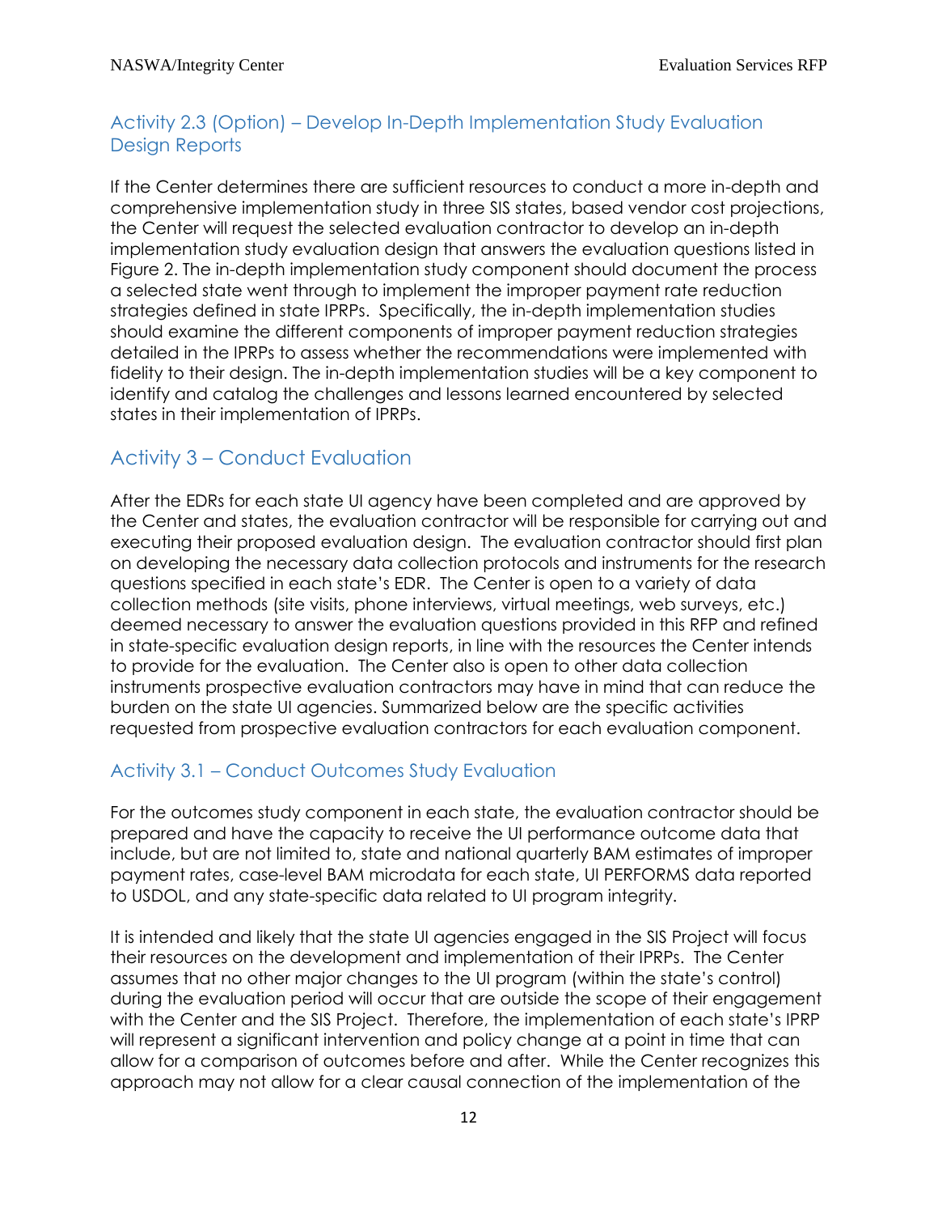## Activity 2.3 (Option) – Develop In-Depth Implementation Study Evaluation Design Reports

If the Center determines there are sufficient resources to conduct a more in-depth and comprehensive implementation study in three SIS states, based vendor cost projections, the Center will request the selected evaluation contractor to develop an in-depth implementation study evaluation design that answers the evaluation questions listed in Figure 2. The in-depth implementation study component should document the process a selected state went through to implement the improper payment rate reduction strategies defined in state IPRPs. Specifically, the in-depth implementation studies should examine the different components of improper payment reduction strategies detailed in the IPRPs to assess whether the recommendations were implemented with fidelity to their design. The in-depth implementation studies will be a key component to identify and catalog the challenges and lessons learned encountered by selected states in their implementation of IPRPs.

# Activity 3 – Conduct Evaluation

After the EDRs for each state UI agency have been completed and are approved by the Center and states, the evaluation contractor will be responsible for carrying out and executing their proposed evaluation design. The evaluation contractor should first plan on developing the necessary data collection protocols and instruments for the research questions specified in each state's EDR. The Center is open to a variety of data collection methods (site visits, phone interviews, virtual meetings, web surveys, etc.) deemed necessary to answer the evaluation questions provided in this RFP and refined in state-specific evaluation design reports, in line with the resources the Center intends to provide for the evaluation. The Center also is open to other data collection instruments prospective evaluation contractors may have in mind that can reduce the burden on the state UI agencies. Summarized below are the specific activities requested from prospective evaluation contractors for each evaluation component.

## Activity 3.1 – Conduct Outcomes Study Evaluation

For the outcomes study component in each state, the evaluation contractor should be prepared and have the capacity to receive the UI performance outcome data that include, but are not limited to, state and national quarterly BAM estimates of improper payment rates, case-level BAM microdata for each state, UI PERFORMS data reported to USDOL, and any state-specific data related to UI program integrity.

It is intended and likely that the state UI agencies engaged in the SIS Project will focus their resources on the development and implementation of their IPRPs. The Center assumes that no other major changes to the UI program (within the state's control) during the evaluation period will occur that are outside the scope of their engagement with the Center and the SIS Project. Therefore, the implementation of each state's IPRP will represent a significant intervention and policy change at a point in time that can allow for a comparison of outcomes before and after. While the Center recognizes this approach may not allow for a clear causal connection of the implementation of the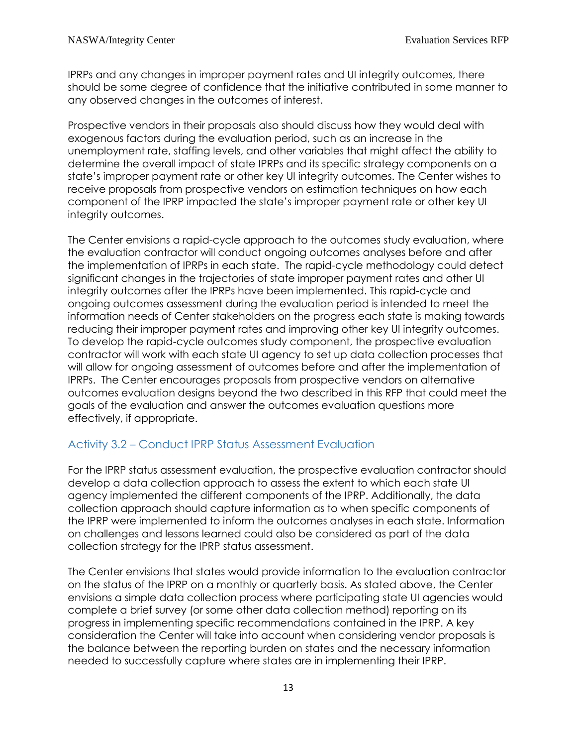IPRPs and any changes in improper payment rates and UI integrity outcomes, there should be some degree of confidence that the initiative contributed in some manner to any observed changes in the outcomes of interest.

Prospective vendors in their proposals also should discuss how they would deal with exogenous factors during the evaluation period, such as an increase in the unemployment rate, staffing levels, and other variables that might affect the ability to determine the overall impact of state IPRPs and its specific strategy components on a state's improper payment rate or other key UI integrity outcomes. The Center wishes to receive proposals from prospective vendors on estimation techniques on how each component of the IPRP impacted the state's improper payment rate or other key UI integrity outcomes.

The Center envisions a rapid-cycle approach to the outcomes study evaluation, where the evaluation contractor will conduct ongoing outcomes analyses before and after the implementation of IPRPs in each state. The rapid-cycle methodology could detect significant changes in the trajectories of state improper payment rates and other UI integrity outcomes after the IPRPs have been implemented. This rapid-cycle and ongoing outcomes assessment during the evaluation period is intended to meet the information needs of Center stakeholders on the progress each state is making towards reducing their improper payment rates and improving other key UI integrity outcomes. To develop the rapid-cycle outcomes study component, the prospective evaluation contractor will work with each state UI agency to set up data collection processes that will allow for ongoing assessment of outcomes before and after the implementation of IPRPs. The Center encourages proposals from prospective vendors on alternative outcomes evaluation designs beyond the two described in this RFP that could meet the goals of the evaluation and answer the outcomes evaluation questions more effectively, if appropriate.

### Activity 3.2 – Conduct IPRP Status Assessment Evaluation

For the IPRP status assessment evaluation, the prospective evaluation contractor should develop a data collection approach to assess the extent to which each state UI agency implemented the different components of the IPRP. Additionally, the data collection approach should capture information as to when specific components of the IPRP were implemented to inform the outcomes analyses in each state. Information on challenges and lessons learned could also be considered as part of the data collection strategy for the IPRP status assessment.

The Center envisions that states would provide information to the evaluation contractor on the status of the IPRP on a monthly or quarterly basis. As stated above, the Center envisions a simple data collection process where participating state UI agencies would complete a brief survey (or some other data collection method) reporting on its progress in implementing specific recommendations contained in the IPRP. A key consideration the Center will take into account when considering vendor proposals is the balance between the reporting burden on states and the necessary information needed to successfully capture where states are in implementing their IPRP.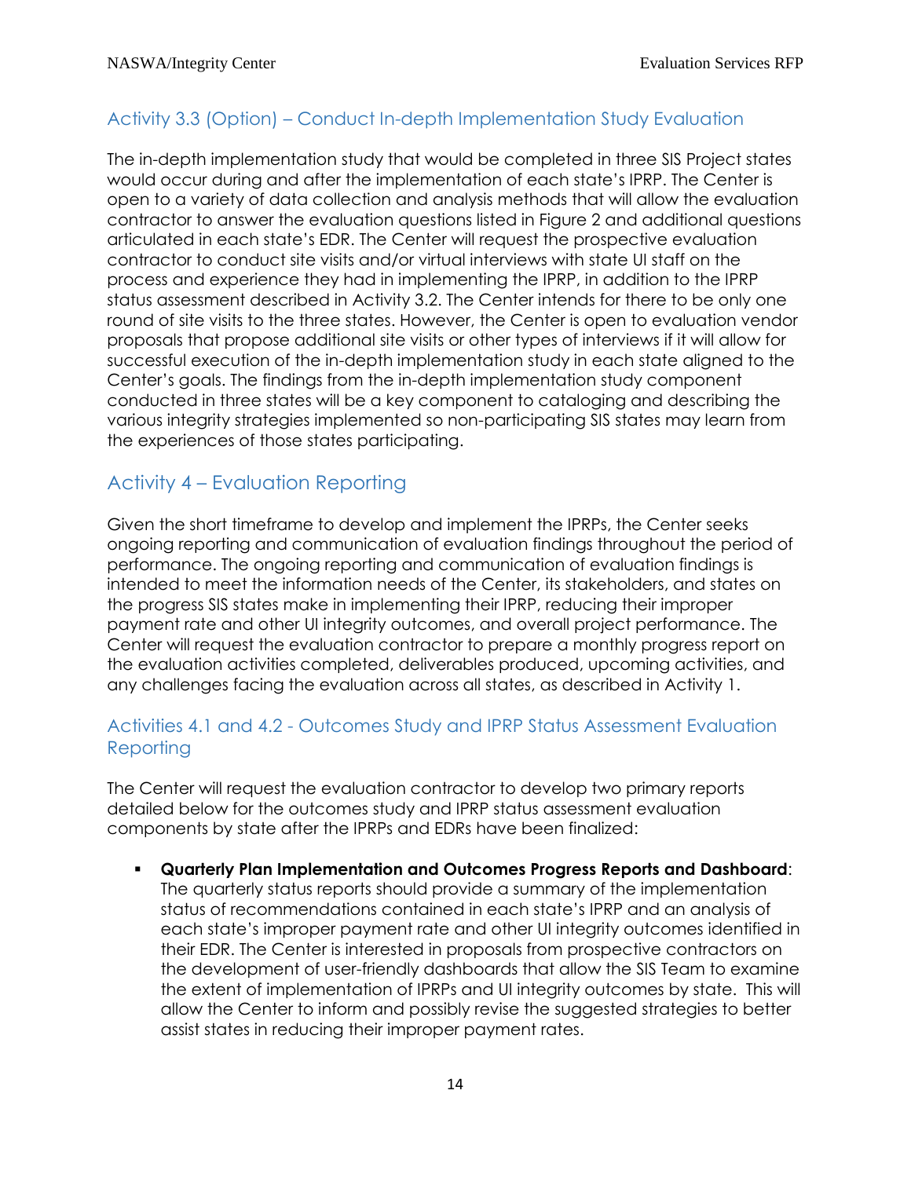### Activity 3.3 (Option) – Conduct In-depth Implementation Study Evaluation

The in-depth implementation study that would be completed in three SIS Project states would occur during and after the implementation of each state's IPRP. The Center is open to a variety of data collection and analysis methods that will allow the evaluation contractor to answer the evaluation questions listed in Figure 2 and additional questions articulated in each state's EDR. The Center will request the prospective evaluation contractor to conduct site visits and/or virtual interviews with state UI staff on the process and experience they had in implementing the IPRP, in addition to the IPRP status assessment described in Activity 3.2. The Center intends for there to be only one round of site visits to the three states. However, the Center is open to evaluation vendor proposals that propose additional site visits or other types of interviews if it will allow for successful execution of the in-depth implementation study in each state aligned to the Center's goals. The findings from the in-depth implementation study component conducted in three states will be a key component to cataloging and describing the various integrity strategies implemented so non-participating SIS states may learn from the experiences of those states participating.

## Activity 4 – Evaluation Reporting

Given the short timeframe to develop and implement the IPRPs, the Center seeks ongoing reporting and communication of evaluation findings throughout the period of performance. The ongoing reporting and communication of evaluation findings is intended to meet the information needs of the Center, its stakeholders, and states on the progress SIS states make in implementing their IPRP, reducing their improper payment rate and other UI integrity outcomes, and overall project performance. The Center will request the evaluation contractor to prepare a monthly progress report on the evaluation activities completed, deliverables produced, upcoming activities, and any challenges facing the evaluation across all states, as described in Activity 1.

### Activities 4.1 and 4.2 - Outcomes Study and IPRP Status Assessment Evaluation Reporting

The Center will request the evaluation contractor to develop two primary reports detailed below for the outcomes study and IPRP status assessment evaluation components by state after the IPRPs and EDRs have been finalized:

- **Quarterly Plan Implementation and Outcomes Progress Reports and Dashboard**: The quarterly status reports should provide a summary of the implementation status of recommendations contained in each state's IPRP and an analysis of each state's improper payment rate and other UI integrity outcomes identified in their EDR. The Center is interested in proposals from prospective contractors on the development of user-friendly dashboards that allow the SIS Team to examine the extent of implementation of IPRPs and UI integrity outcomes by state. This will allow the Center to inform and possibly revise the suggested strategies to better assist states in reducing their improper payment rates.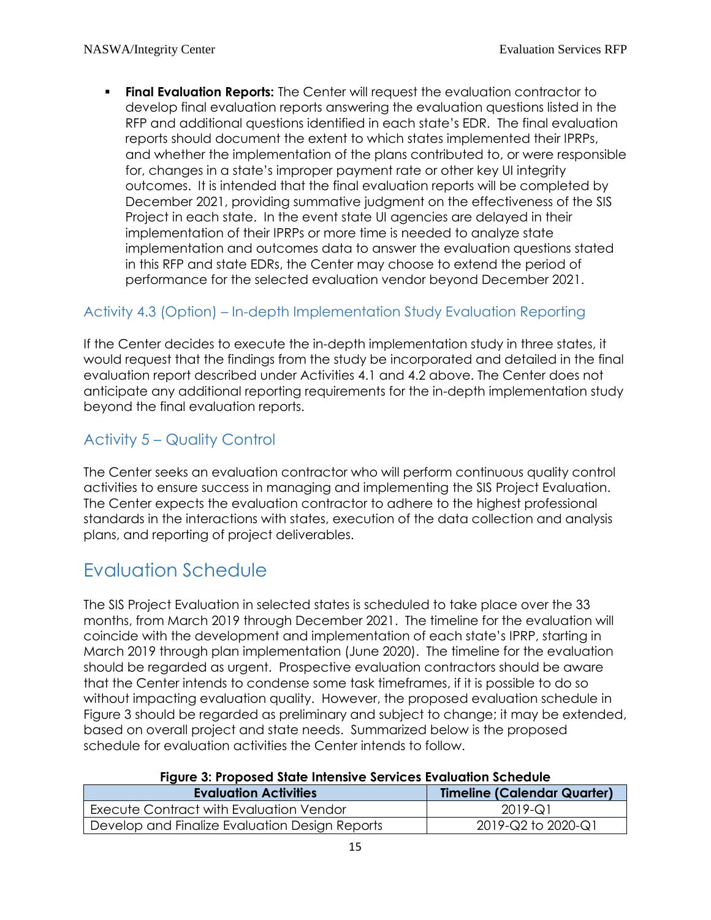- **Final Evaluation Reports:** The Center will request the evaluation contractor to develop final evaluation reports answering the evaluation questions listed in the RFP and additional questions identified in each state's EDR. The final evaluation reports should document the extent to which states implemented their IPRPs, and whether the implementation of the plans contributed to, or were responsible for, changes in a state's improper payment rate or other key UI integrity outcomes. It is intended that the final evaluation reports will be completed by December 2021, providing summative judgment on the effectiveness of the SIS Project in each state. In the event state UI agencies are delayed in their implementation of their IPRPs or more time is needed to analyze state implementation and outcomes data to answer the evaluation questions stated in this RFP and state EDRs, the Center may choose to extend the period of performance for the selected evaluation vendor beyond December 2021.

### Activity 4.3 (Option) – In-depth Implementation Study Evaluation Reporting

If the Center decides to execute the in-depth implementation study in three states, it would request that the findings from the study be incorporated and detailed in the final evaluation report described under Activities 4.1 and 4.2 above. The Center does not anticipate any additional reporting requirements for the in-depth implementation study beyond the final evaluation reports.

### Activity 5 – Quality Control

The Center seeks an evaluation contractor who will perform continuous quality control activities to ensure success in managing and implementing the SIS Project Evaluation. The Center expects the evaluation contractor to adhere to the highest professional standards in the interactions with states, execution of the data collection and analysis plans, and reporting of project deliverables.

## Evaluation Schedule

The SIS Project Evaluation in selected states is scheduled to take place over the 33 months, from March 2019 through December 2021. The timeline for the evaluation will coincide with the development and implementation of each state's IPRP, starting in March 2019 through plan implementation (June 2020). The timeline for the evaluation should be regarded as urgent. Prospective evaluation contractors should be aware that the Center intends to condense some task timeframes, if it is possible to do so without impacting evaluation quality. However, the proposed evaluation schedule in Figure 3 should be regarded as preliminary and subject to change; it may be extended, based on overall project and state needs. Summarized below is the proposed schedule for evaluation activities the Center intends to follow.

**Figure 3: Proposed State Intensive Services Evaluation Schedule**

| Evaluation Activities | Timeline (Calendar Quarter) |
|---|---|
| Execute Contract with Evaluation Vendor | 2019-Q1 |
| Develop and Finalize Evaluation Design Reports | 2019-Q2 to 2020-Q1 |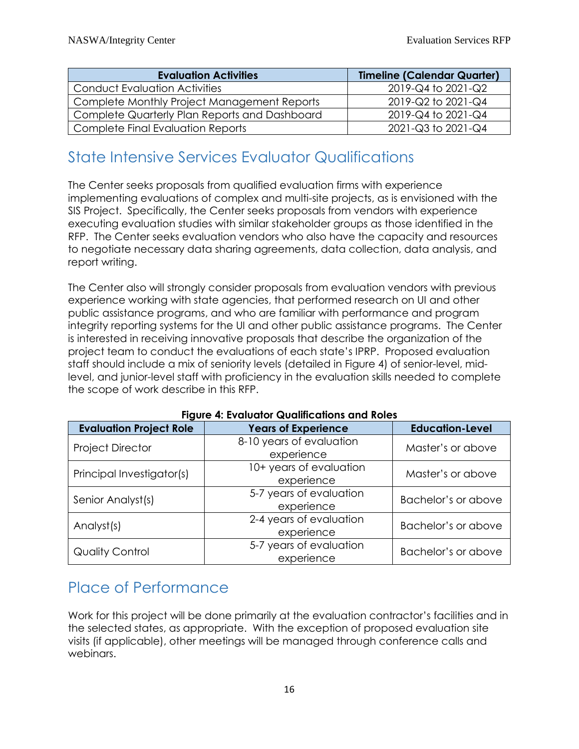| Evaluation Activities | Timeline (Calendar Quarter) |
| --- | --- |
| Conduct Evaluation Activities | 2019-Q4 to 2021-Q2 |
| Complete Monthly Project Management Reports | 2019-Q2 to 2021-Q4 |
| Complete Quarterly Plan Reports and Dashboard | 2019-Q4 to 2021-Q4 |
| Complete Final Evaluation Reports | 2021-Q3 to 2021-Q4 |

## State Intensive Services Evaluator Qualifications

The Center seeks proposals from qualified evaluation firms with experience implementing evaluations of complex and multi-site projects, as is envisioned with the SIS Project. Specifically, the Center seeks proposals from vendors with experience executing evaluation studies with similar stakeholder groups as those identified in the RFP. The Center seeks evaluation vendors who also have the capacity and resources to negotiate necessary data sharing agreements, data collection, data analysis, and report writing.

The Center also will strongly consider proposals from evaluation vendors with previous experience working with state agencies, that performed research on UI and other public assistance programs, and who are familiar with performance and program integrity reporting systems for the UI and other public assistance programs. The Center is interested in receiving innovative proposals that describe the organization of the project team to conduct the evaluations of each state's IPRP. Proposed evaluation staff should include a mix of seniority levels (detailed in Figure 4) of senior-level, mid-level, and junior-level staff with proficiency in the evaluation skills needed to complete the scope of work describe in this RFP.

**Figure 4: Evaluator Qualifications and Roles**

| Evaluation Project Role | Years of Experience | Education-Level |
| --- | --- | --- |
| Project Director | 8-10 years of evaluation experience | Master's or above |
| Principal Investigator(s) | 10+ years of evaluation experience | Master's or above |
| Senior Analyst(s) | 5-7 years of evaluation experience | Bachelor's or above |
| Analyst(s) | 2-4 years of evaluation experience | Bachelor's or above |
| Quality Control | 5-7 years of evaluation experience | Bachelor's or above |

## Place of Performance

Work for this project will be done primarily at the evaluation contractor's facilities and in the selected states, as appropriate. With the exception of proposed evaluation site visits (if applicable), other meetings will be managed through conference calls and webinars.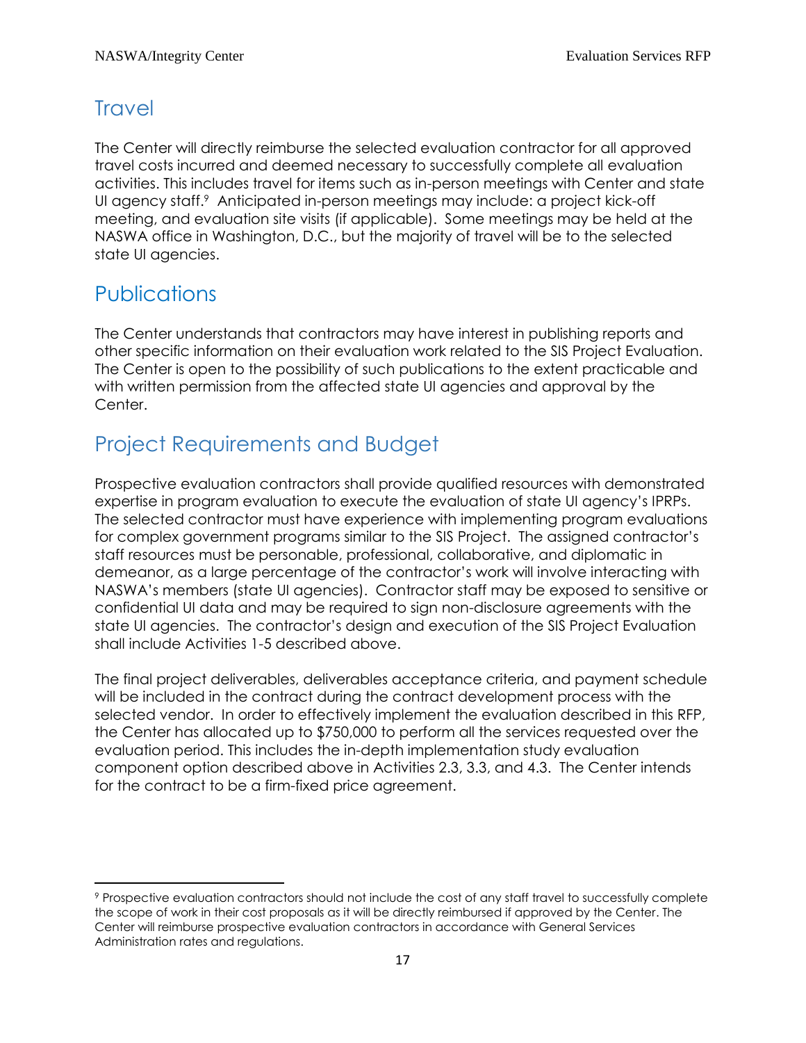## Travel

The Center will directly reimburse the selected evaluation contractor for all approved travel costs incurred and deemed necessary to successfully complete all evaluation activities. This includes travel for items such as in-person meetings with Center and state UI agency staff.[9] Anticipated in-person meetings may include: a project kick-off meeting, and evaluation site visits (if applicable). Some meetings may be held at the NASWA office in Washington, D.C., but the majority of travel will be to the selected state UI agencies.

## Publications

The Center understands that contractors may have interest in publishing reports and other specific information on their evaluation work related to the SIS Project Evaluation. The Center is open to the possibility of such publications to the extent practicable and with written permission from the affected state UI agencies and approval by the Center.

## Project Requirements and Budget

Prospective evaluation contractors shall provide qualified resources with demonstrated expertise in program evaluation to execute the evaluation of state UI agency's IPRPs. The selected contractor must have experience with implementing program evaluations for complex government programs similar to the SIS Project. The assigned contractor's staff resources must be personable, professional, collaborative, and diplomatic in demeanor, as a large percentage of the contractor's work will involve interacting with NASWA's members (state UI agencies). Contractor staff may be exposed to sensitive or confidential UI data and may be required to sign non-disclosure agreements with the state UI agencies. The contractor's design and execution of the SIS Project Evaluation shall include Activities 1-5 described above.

The final project deliverables, deliverables acceptance criteria, and payment schedule will be included in the contract during the contract development process with the selected vendor. In order to effectively implement the evaluation described in this RFP, the Center has allocated up to $750,000 to perform all the services requested over the evaluation period. This includes the in-depth implementation study evaluation component option described above in Activities 2.3, 3.3, and 4.3. The Center intends for the contract to be a firm-fixed price agreement.

---

[9] Prospective evaluation contractors should not include the cost of any staff travel to successfully complete the scope of work in their cost proposals as it will be directly reimbursed if approved by the Center. The Center will reimburse prospective evaluation contractors in accordance with General Services Administration rates and regulations.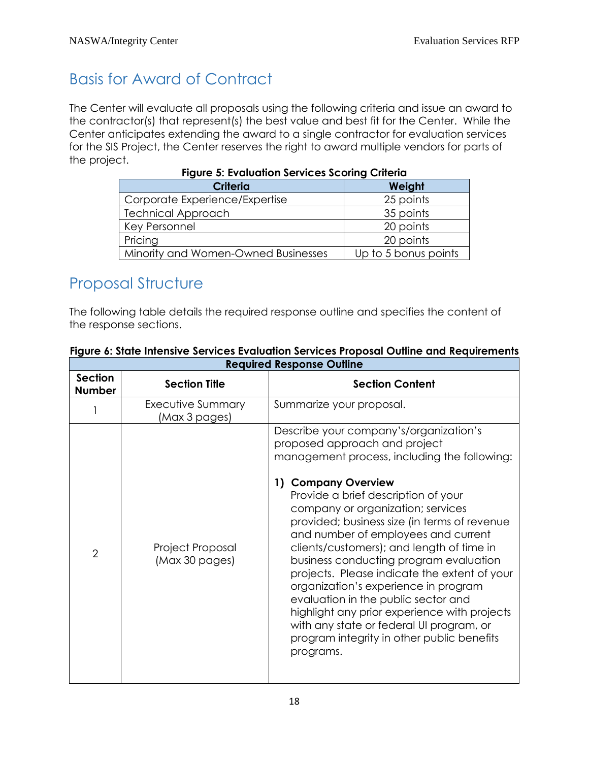## Basis for Award of Contract

The Center will evaluate all proposals using the following criteria and issue an award to the contractor(s) that represent(s) the best value and best fit for the Center. While the Center anticipates extending the award to a single contractor for evaluation services for the SIS Project, the Center reserves the right to award multiple vendors for parts of the project.

**Figure 5: Evaluation Services Scoring Criteria**

| Criteria | Weight |
|---|---|
| Corporate Experience/Expertise | 25 points |
| Technical Approach | 35 points |
| Key Personnel | 20 points |
| Pricing | 20 points |
| Minority and Women-Owned Businesses | Up to 5 bonus points |

## Proposal Structure

The following table details the required response outline and specifies the content of the response sections.

**Figure 6: State Intensive Services Evaluation Services Proposal Outline and Requirements**

| Required Response Outline | | |
|---|---|---|
| **Section Number** | **Section Title** | **Section Content** |
| 1 | Executive Summary (Max 3 pages) | Summarize your proposal. |
| 2 | Project Proposal (Max 30 pages) | Describe your company's/organization's proposed approach and project management process, including the following:<br><br>**1) Company Overview**<br>Provide a brief description of your company or organization; services provided; business size (in terms of revenue and number of employees and current clients/customers); and length of time in business conducting program evaluation projects. Please indicate the extent of your organization's experience in program evaluation in the public sector and highlight any prior experience with projects with any state or federal UI program, or program integrity in other public benefits programs. |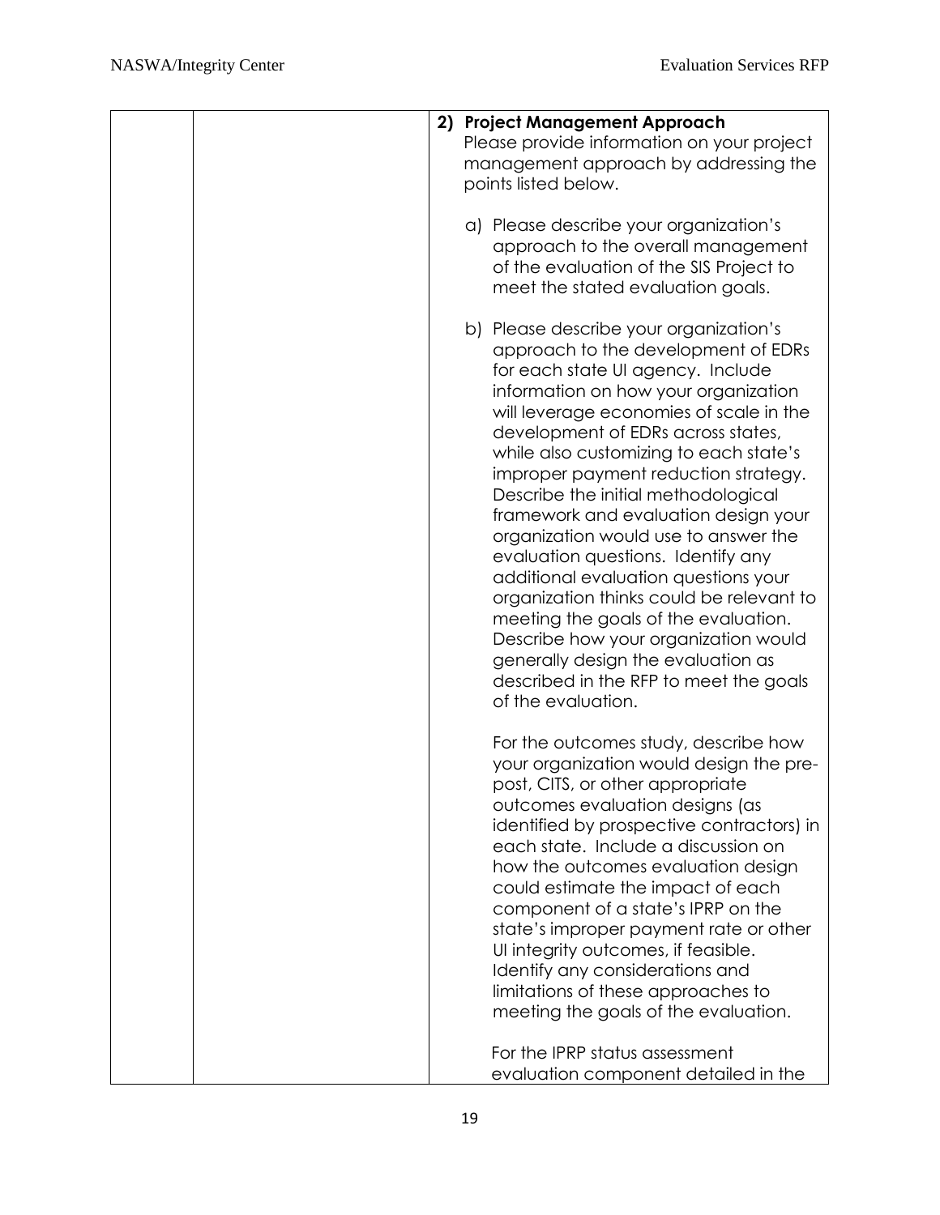| | | 2) **Project Management Approach**<br>Please provide information on your project management approach by addressing the points listed below.<br><br>a) Please describe your organization's approach to the overall management of the evaluation of the SIS Project to meet the stated evaluation goals.<br><br>b) Please describe your organization's approach to the development of EDRs for each state UI agency. Include information on how your organization will leverage economies of scale in the development of EDRs across states, while also customizing to each state's improper payment reduction strategy. Describe the initial methodological framework and evaluation design your organization would use to answer the evaluation questions. Identify any additional evaluation questions your organization thinks could be relevant to meeting the goals of the evaluation. Describe how your organization would generally design the evaluation as described in the RFP to meet the goals of the evaluation.<br><br>For the outcomes study, describe how your organization would design the pre-post, CITS, or other appropriate outcomes evaluation designs (as identified by prospective contractors) in each state. Include a discussion on how the outcomes evaluation design could estimate the impact of each component of a state's IPRP on the state's improper payment rate or other UI integrity outcomes, if feasible. Identify any considerations and limitations of these approaches to meeting the goals of the evaluation.<br><br>For the IPRP status assessment evaluation component detailed in the |
|---|---|---|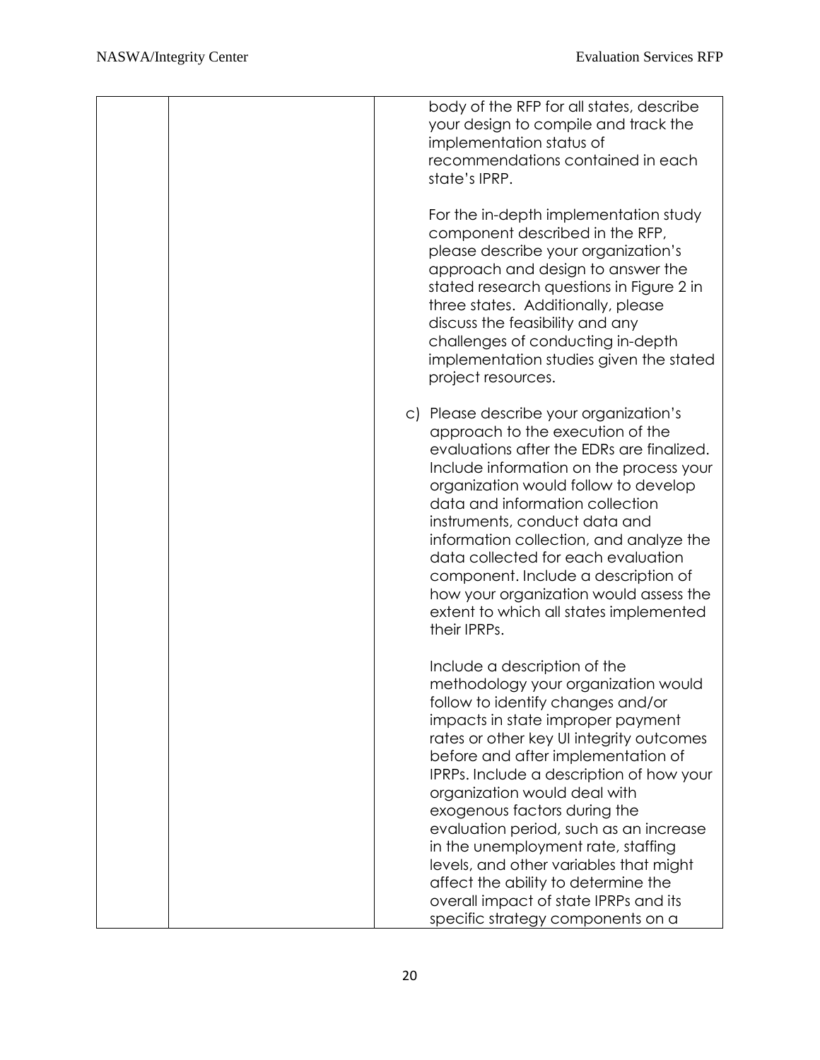| | | body of the RFP for all states, describe your design to compile and track the implementation status of recommendations contained in each state's IPRP.<br><br>For the in-depth implementation study component described in the RFP, please describe your organization's approach and design to answer the stated research questions in Figure 2 in three states. Additionally, please discuss the feasibility and any challenges of conducting in-depth implementation studies given the stated project resources.<br><br>c) Please describe your organization's approach to the execution of the evaluations after the EDRs are finalized. Include information on the process your organization would follow to develop data and information collection instruments, conduct data and information collection, and analyze the data collected for each evaluation component. Include a description of how your organization would assess the extent to which all states implemented their IPRPs.<br><br>Include a description of the methodology your organization would follow to identify changes and/or impacts in state improper payment rates or other key UI integrity outcomes before and after implementation of IPRPs. Include a description of how your organization would deal with exogenous factors during the evaluation period, such as an increase in the unemployment rate, staffing levels, and other variables that might affect the ability to determine the overall impact of state IPRPs and its specific strategy components on a |
|---|---|---|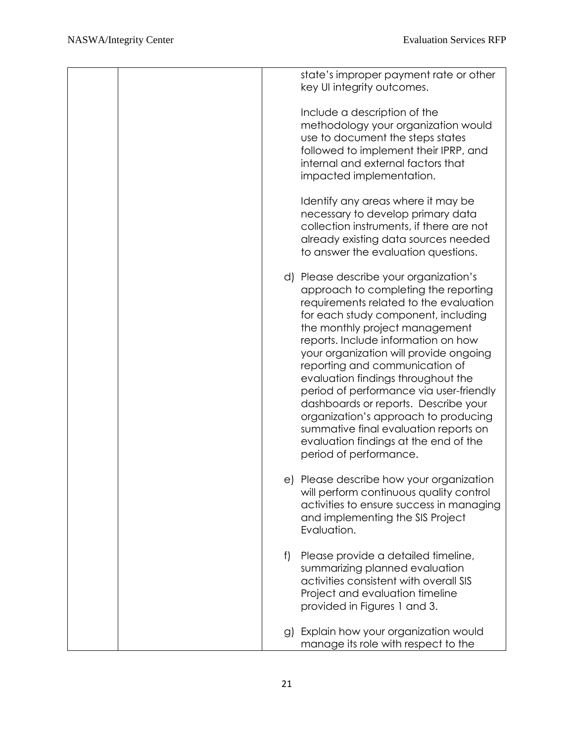| | | state's improper payment rate or other key UI integrity outcomes.<br><br>Include a description of the methodology your organization would use to document the steps states followed to implement their IPRP, and internal and external factors that impacted implementation.<br><br>Identify any areas where it may be necessary to develop primary data collection instruments, if there are not already existing data sources needed to answer the evaluation questions.<br><br>d) Please describe your organization's approach to completing the reporting requirements related to the evaluation for each study component, including the monthly project management reports. Include information on how your organization will provide ongoing reporting and communication of evaluation findings throughout the period of performance via user-friendly dashboards or reports. Describe your organization's approach to producing summative final evaluation reports on evaluation findings at the end of the period of performance.<br><br>e) Please describe how your organization will perform continuous quality control activities to ensure success in managing and implementing the SIS Project Evaluation.<br><br>f) Please provide a detailed timeline, summarizing planned evaluation activities consistent with overall SIS Project and evaluation timeline provided in Figures 1 and 3.<br><br>g) Explain how your organization would manage its role with respect to the |
|---|---|---|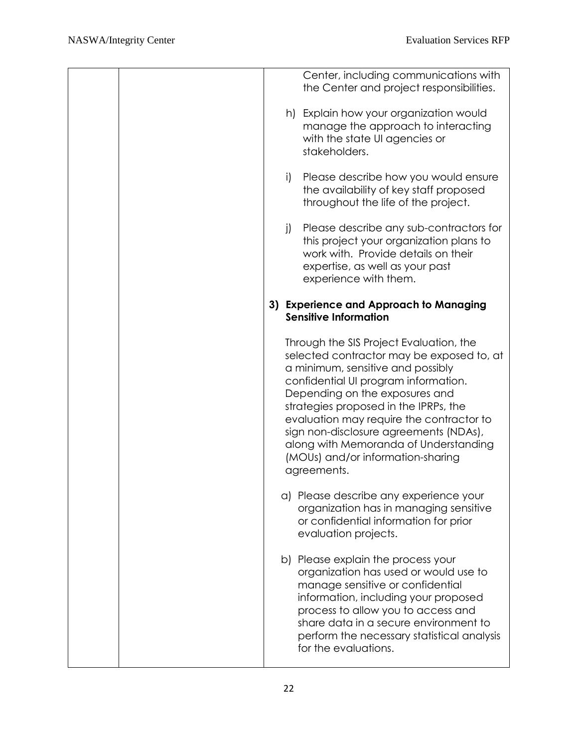| | | Center, including communications with the Center and project responsibilities.<br><br>h) Explain how your organization would manage the approach to interacting with the state UI agencies or stakeholders.<br><br>i) Please describe how you would ensure the availability of key staff proposed throughout the life of the project.<br><br>j) Please describe any sub-contractors for this project your organization plans to work with. Provide details on their expertise, as well as your past experience with them.<br><br>**3) Experience and Approach to Managing Sensitive Information**<br><br>Through the SIS Project Evaluation, the selected contractor may be exposed to, at a minimum, sensitive and possibly confidential UI program information. Depending on the exposures and strategies proposed in the IPRPs, the evaluation may require the contractor to sign non-disclosure agreements (NDAs), along with Memoranda of Understanding (MOUs) and/or information-sharing agreements.<br><br>a) Please describe any experience your organization has in managing sensitive or confidential information for prior evaluation projects.<br><br>b) Please explain the process your organization has used or would use to manage sensitive or confidential information, including your proposed process to allow you to access and share data in a secure environment to perform the necessary statistical analysis for the evaluations. |
|---|---|---|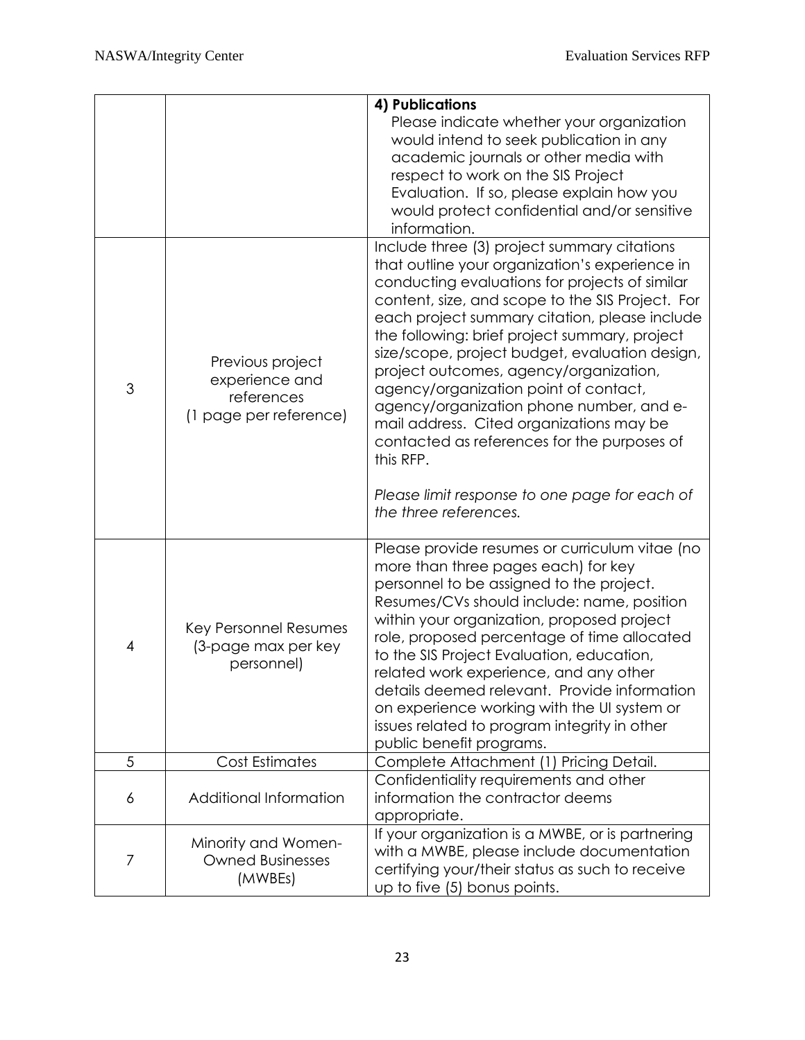| | | |
|---|---|---|
| | | **4) Publications**<br>Please indicate whether your organization would intend to seek publication in any academic journals or other media with respect to work on the SIS Project Evaluation. If so, please explain how you would protect confidential and/or sensitive information. |
| 3 | Previous project experience and references (1 page per reference) | Include three (3) project summary citations that outline your organization's experience in conducting evaluations for projects of similar content, size, and scope to the SIS Project. For each project summary citation, please include the following: brief project summary, project size/scope, project budget, evaluation design, project outcomes, agency/organization, agency/organization point of contact, agency/organization phone number, and e-mail address. Cited organizations may be contacted as references for the purposes of this RFP.<br><br>*Please limit response to one page for each of the three references.* |
| 4 | Key Personnel Resumes (3-page max per key personnel) | Please provide resumes or curriculum vitae (no more than three pages each) for key personnel to be assigned to the project. Resumes/CVs should include: name, position within your organization, proposed project role, proposed percentage of time allocated to the SIS Project Evaluation, education, related work experience, and any other details deemed relevant. Provide information on experience working with the UI system or issues related to program integrity in other public benefit programs. |
| 5 | Cost Estimates | Complete Attachment (1) Pricing Detail. |
| 6 | Additional Information | Confidentiality requirements and other information the contractor deems appropriate. |
| 7 | Minority and Women-Owned Businesses (MWBEs) | If your organization is a MWBE, or is partnering with a MWBE, please include documentation certifying your/their status as such to receive up to five (5) bonus points. |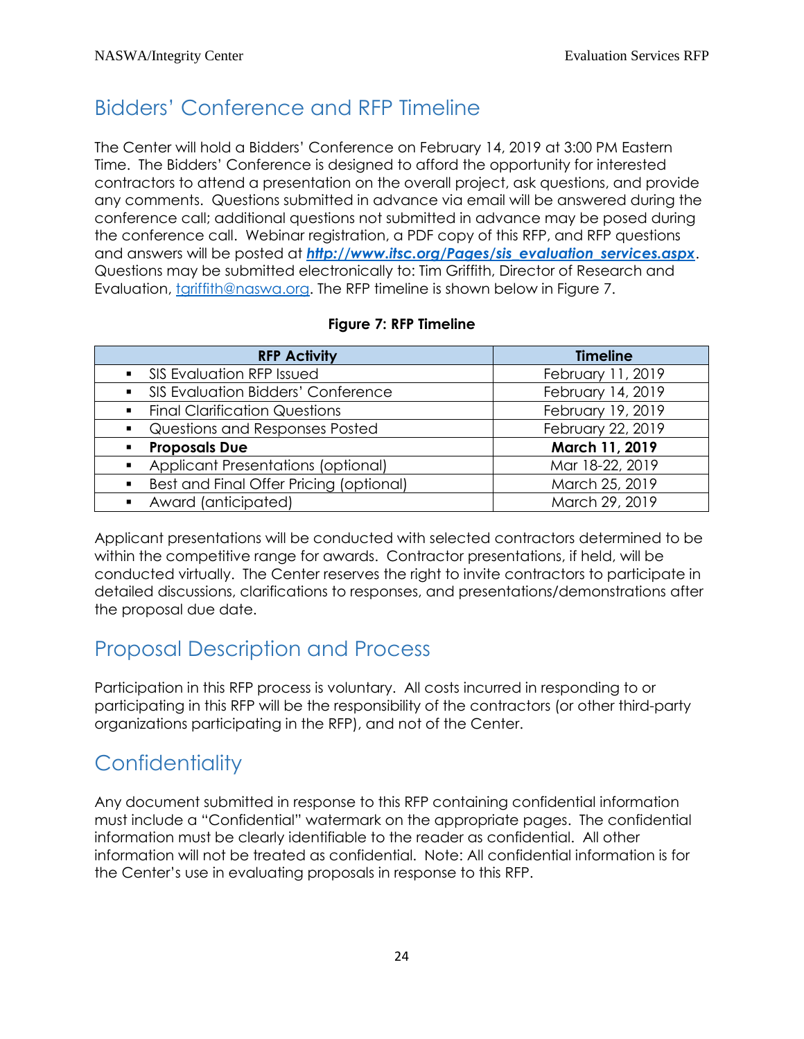## Bidders' Conference and RFP Timeline

The Center will hold a Bidders' Conference on February 14, 2019 at 3:00 PM Eastern Time. The Bidders' Conference is designed to afford the opportunity for interested contractors to attend a presentation on the overall project, ask questions, and provide any comments. Questions submitted in advance via email will be answered during the conference call; additional questions not submitted in advance may be posed during the conference call. Webinar registration, a PDF copy of this RFP, and RFP questions and answers will be posted at [***http://www.itsc.org/Pages/sis_evaluation_services.aspx***](http://www.itsc.org/Pages/sis_evaluation_services.aspx). Questions may be submitted electronically to: Tim Griffith, Director of Research and Evaluation, [tgriffith@naswa.org](mailto:tgriffith@naswa.org). The RFP timeline is shown below in Figure 7.

**Figure 7: RFP Timeline**

| RFP Activity | Timeline |
|---|---|
| ▪ SIS Evaluation RFP Issued | February 11, 2019 |
| ▪ SIS Evaluation Bidders' Conference | February 14, 2019 |
| ▪ Final Clarification Questions | February 19, 2019 |
| ▪ Questions and Responses Posted | February 22, 2019 |
| ▪ **Proposals Due** | **March 11, 2019** |
| ▪ Applicant Presentations (optional) | Mar 18-22, 2019 |
| ▪ Best and Final Offer Pricing (optional) | March 25, 2019 |
| ▪ Award (anticipated) | March 29, 2019 |

Applicant presentations will be conducted with selected contractors determined to be within the competitive range for awards. Contractor presentations, if held, will be conducted virtually. The Center reserves the right to invite contractors to participate in detailed discussions, clarifications to responses, and presentations/demonstrations after the proposal due date.

## Proposal Description and Process

Participation in this RFP process is voluntary. All costs incurred in responding to or participating in this RFP will be the responsibility of the contractors (or other third-party organizations participating in the RFP), and not of the Center.

## Confidentiality

Any document submitted in response to this RFP containing confidential information must include a "Confidential" watermark on the appropriate pages. The confidential information must be clearly identifiable to the reader as confidential. All other information will not be treated as confidential. Note: All confidential information is for the Center's use in evaluating proposals in response to this RFP.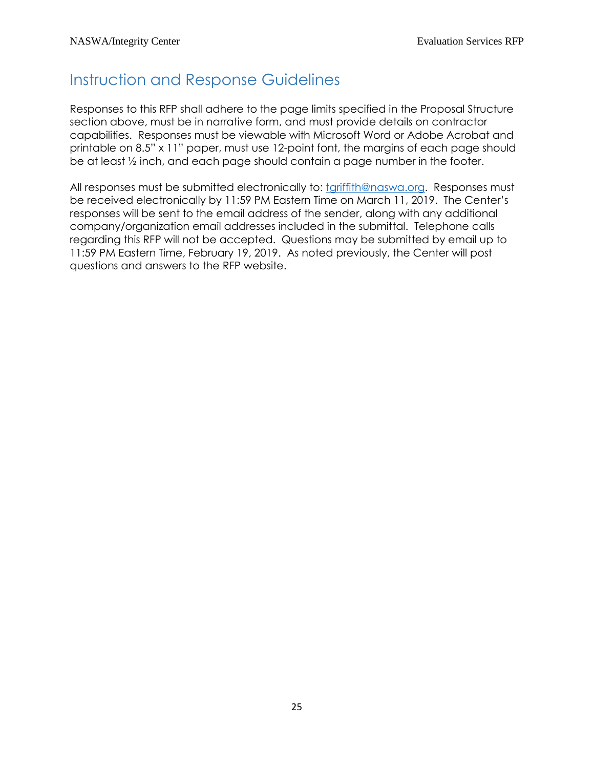## Instruction and Response Guidelines

Responses to this RFP shall adhere to the page limits specified in the Proposal Structure section above, must be in narrative form, and must provide details on contractor capabilities. Responses must be viewable with Microsoft Word or Adobe Acrobat and printable on 8.5" x 11" paper, must use 12-point font, the margins of each page should be at least ½ inch, and each page should contain a page number in the footer.

All responses must be submitted electronically to: tgriffith@naswa.org. Responses must be received electronically by 11:59 PM Eastern Time on March 11, 2019. The Center's responses will be sent to the email address of the sender, along with any additional company/organization email addresses included in the submittal. Telephone calls regarding this RFP will not be accepted. Questions may be submitted by email up to 11:59 PM Eastern Time, February 19, 2019. As noted previously, the Center will post questions and answers to the RFP website.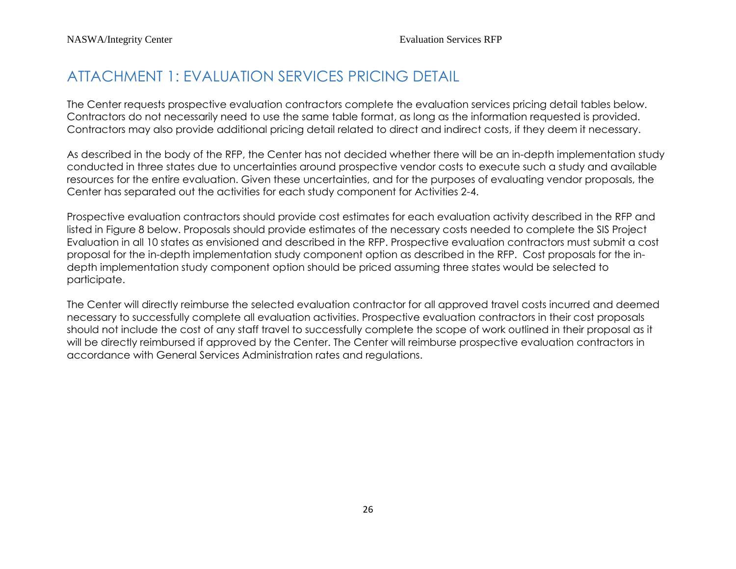# ATTACHMENT 1: EVALUATION SERVICES PRICING DETAIL

The Center requests prospective evaluation contractors complete the evaluation services pricing detail tables below. Contractors do not necessarily need to use the same table format, as long as the information requested is provided. Contractors may also provide additional pricing detail related to direct and indirect costs, if they deem it necessary.

As described in the body of the RFP, the Center has not decided whether there will be an in-depth implementation study conducted in three states due to uncertainties around prospective vendor costs to execute such a study and available resources for the entire evaluation. Given these uncertainties, and for the purposes of evaluating vendor proposals, the Center has separated out the activities for each study component for Activities 2-4.

Prospective evaluation contractors should provide cost estimates for each evaluation activity described in the RFP and listed in Figure 8 below. Proposals should provide estimates of the necessary costs needed to complete the SIS Project Evaluation in all 10 states as envisioned and described in the RFP. Prospective evaluation contractors must submit a cost proposal for the in-depth implementation study component option as described in the RFP. Cost proposals for the in-depth implementation study component option should be priced assuming three states would be selected to participate.

The Center will directly reimburse the selected evaluation contractor for all approved travel costs incurred and deemed necessary to successfully complete all evaluation activities. Prospective evaluation contractors in their cost proposals should not include the cost of any staff travel to successfully complete the scope of work outlined in their proposal as it will be directly reimbursed if approved by the Center. The Center will reimburse prospective evaluation contractors in accordance with General Services Administration rates and regulations.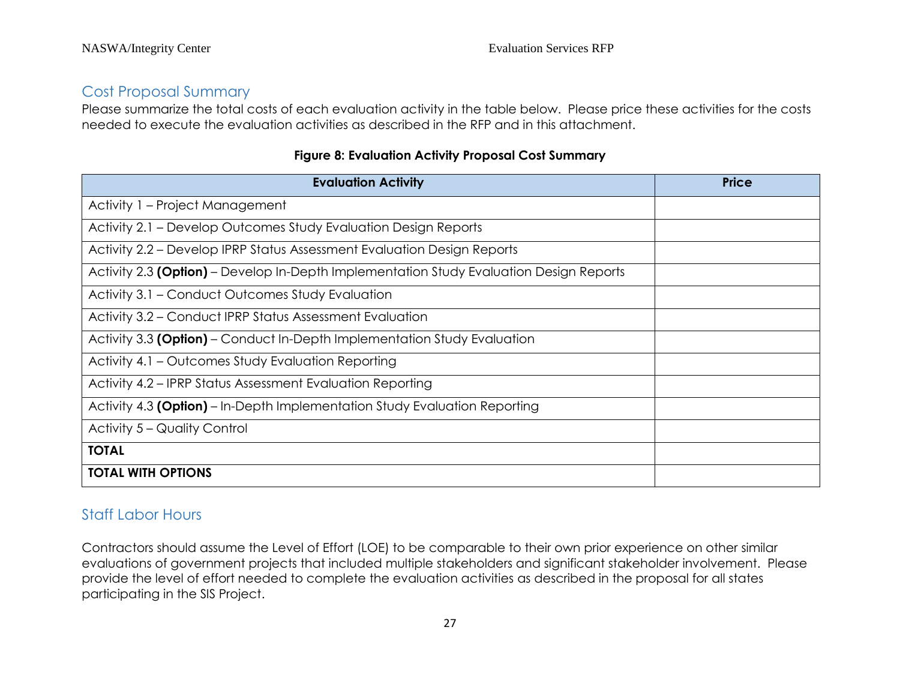## Cost Proposal Summary

Please summarize the total costs of each evaluation activity in the table below. Please price these activities for the costs needed to execute the evaluation activities as described in the RFP and in this attachment.

**Figure 8: Evaluation Activity Proposal Cost Summary**

| Evaluation Activity | Price |
|---|---|
| Activity 1 – Project Management | |
| Activity 2.1 – Develop Outcomes Study Evaluation Design Reports | |
| Activity 2.2 – Develop IPRP Status Assessment Evaluation Design Reports | |
| Activity 2.3 **(Option)** – Develop In-Depth Implementation Study Evaluation Design Reports | |
| Activity 3.1 – Conduct Outcomes Study Evaluation | |
| Activity 3.2 – Conduct IPRP Status Assessment Evaluation | |
| Activity 3.3 **(Option)** – Conduct In-Depth Implementation Study Evaluation | |
| Activity 4.1 – Outcomes Study Evaluation Reporting | |
| Activity 4.2 – IPRP Status Assessment Evaluation Reporting | |
| Activity 4.3 **(Option)** – In-Depth Implementation Study Evaluation Reporting | |
| Activity 5 – Quality Control | |
| **TOTAL** | |
| **TOTAL WITH OPTIONS** | |

## Staff Labor Hours

Contractors should assume the Level of Effort (LOE) to be comparable to their own prior experience on other similar evaluations of government projects that included multiple stakeholders and significant stakeholder involvement. Please provide the level of effort needed to complete the evaluation activities as described in the proposal for all states participating in the SIS Project.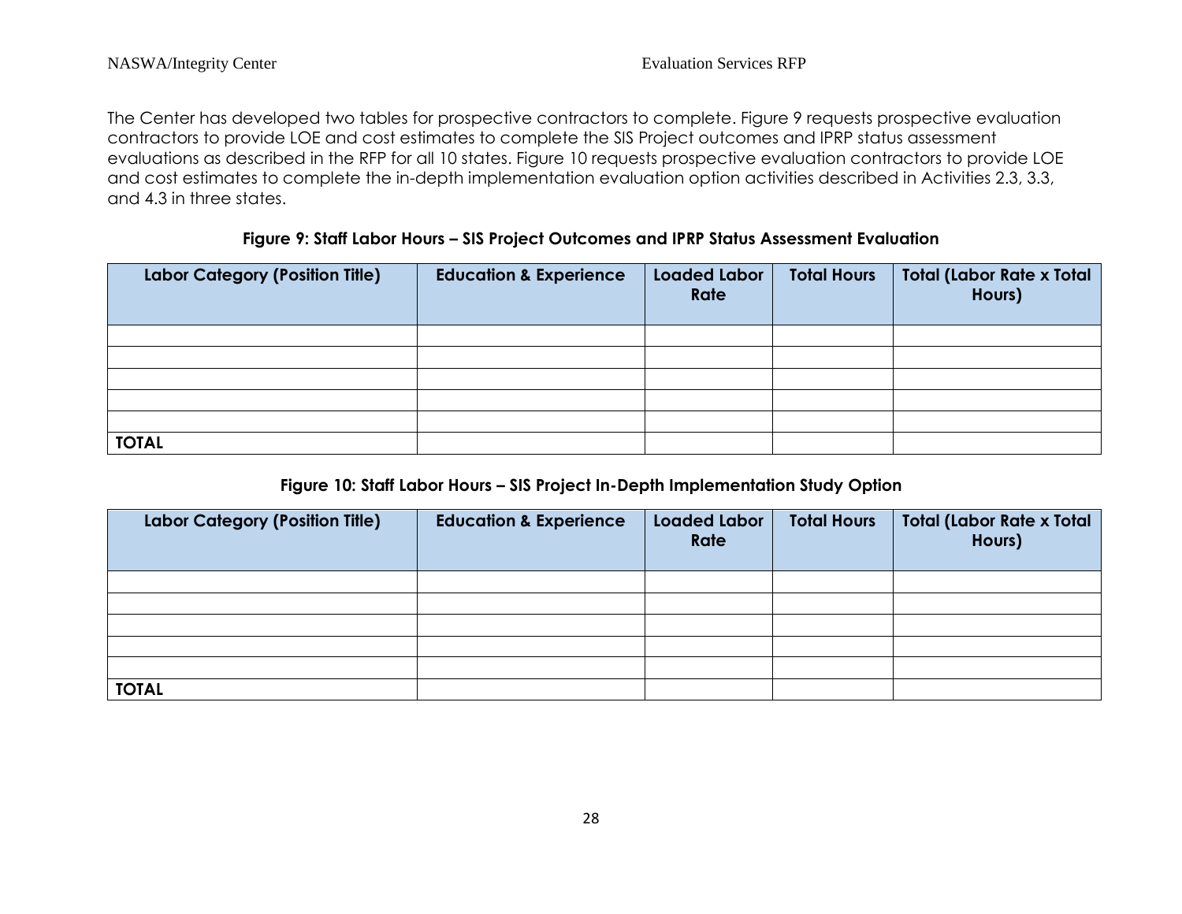The Center has developed two tables for prospective contractors to complete. Figure 9 requests prospective evaluation contractors to provide LOE and cost estimates to complete the SIS Project outcomes and IPRP status assessment evaluations as described in the RFP for all 10 states. Figure 10 requests prospective evaluation contractors to provide LOE and cost estimates to complete the in-depth implementation evaluation option activities described in Activities 2.3, 3.3, and 4.3 in three states.

**Figure 9: Staff Labor Hours – SIS Project Outcomes and IPRP Status Assessment Evaluation**

| Labor Category (Position Title) | Education & Experience | Loaded Labor Rate | Total Hours | Total (Labor Rate x Total Hours) |
|---|---|---|---|---|
| | | | | |
| | | | | |
| | | | | |
| | | | | |
| | | | | |
| **TOTAL** | | | | |

**Figure 10: Staff Labor Hours – SIS Project In-Depth Implementation Study Option**

| Labor Category (Position Title) | Education & Experience | Loaded Labor Rate | Total Hours | Total (Labor Rate x Total Hours) |
|---|---|---|---|---|
| | | | | |
| | | | | |
| | | | | |
| | | | | |
| | | | | |
| **TOTAL** | | | | |